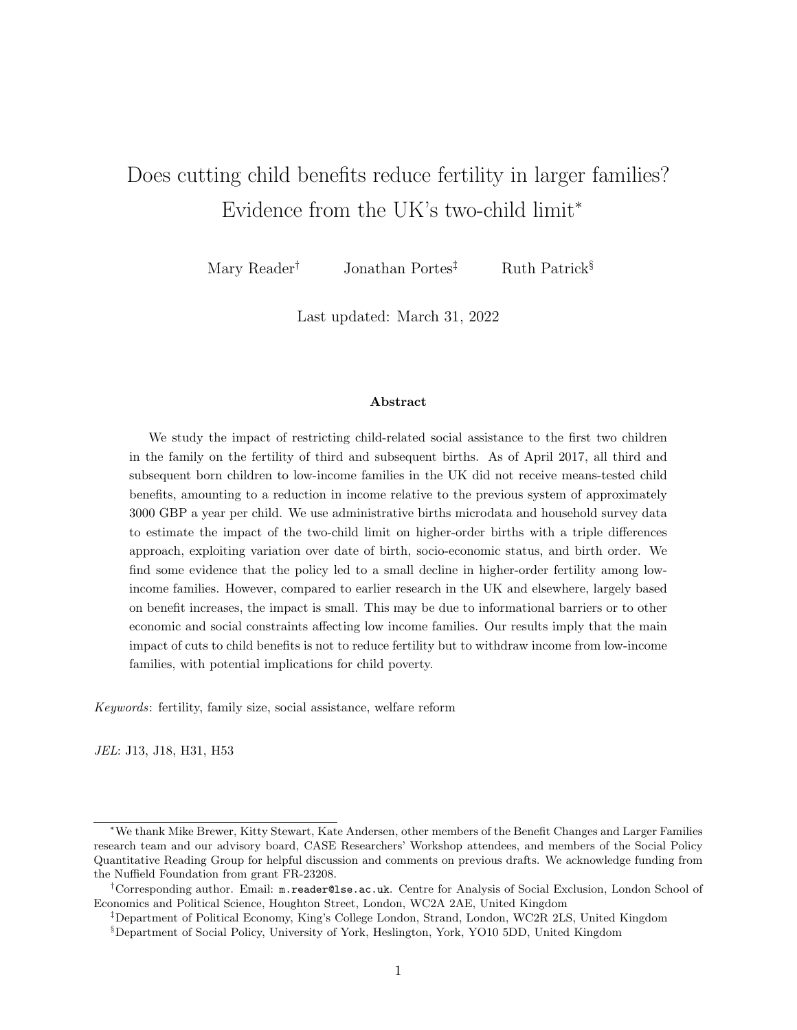# Does cutting child benefits reduce fertility in larger families? Evidence from the UK's two-child limit[*]

Mary Reader[†] Jonathan Portes[‡] Ruth Patrick[§]

Last updated: March 31, 2022

### Abstract

We study the impact of restricting child-related social assistance to the first two children in the family on the fertility of third and subsequent births. As of April 2017, all third and subsequent born children to low-income families in the UK did not receive means-tested child benefits, amounting to a reduction in income relative to the previous system of approximately 3000 GBP a year per child. We use administrative births microdata and household survey data to estimate the impact of the two-child limit on higher-order births with a triple differences approach, exploiting variation over date of birth, socio-economic status, and birth order. We find some evidence that the policy led to a small decline in higher-order fertility among low-income families. However, compared to earlier research in the UK and elsewhere, largely based on benefit increases, the impact is small. This may be due to informational barriers or to other economic and social constraints affecting low income families. Our results imply that the main impact of cuts to child benefits is not to reduce fertility but to withdraw income from low-income families, with potential implications for child poverty.

*Keywords*: fertility, family size, social assistance, welfare reform

*JEL*: J13, J18, H31, H53

---

[*] We thank Mike Brewer, Kitty Stewart, Kate Andersen, other members of the Benefit Changes and Larger Families research team and our advisory board, CASE Researchers' Workshop attendees, and members of the Social Policy Quantitative Reading Group for helpful discussion and comments on previous drafts. We acknowledge funding from the Nuffield Foundation from grant FR-23208.

[†] Corresponding author. Email: m.reader@lse.ac.uk. Centre for Analysis of Social Exclusion, London School of Economics and Political Science, Houghton Street, London, WC2A 2AE, United Kingdom

[‡] Department of Political Economy, King's College London, Strand, London, WC2R 2LS, United Kingdom

[§] Department of Social Policy, University of York, Heslington, York, YO10 5DD, United Kingdom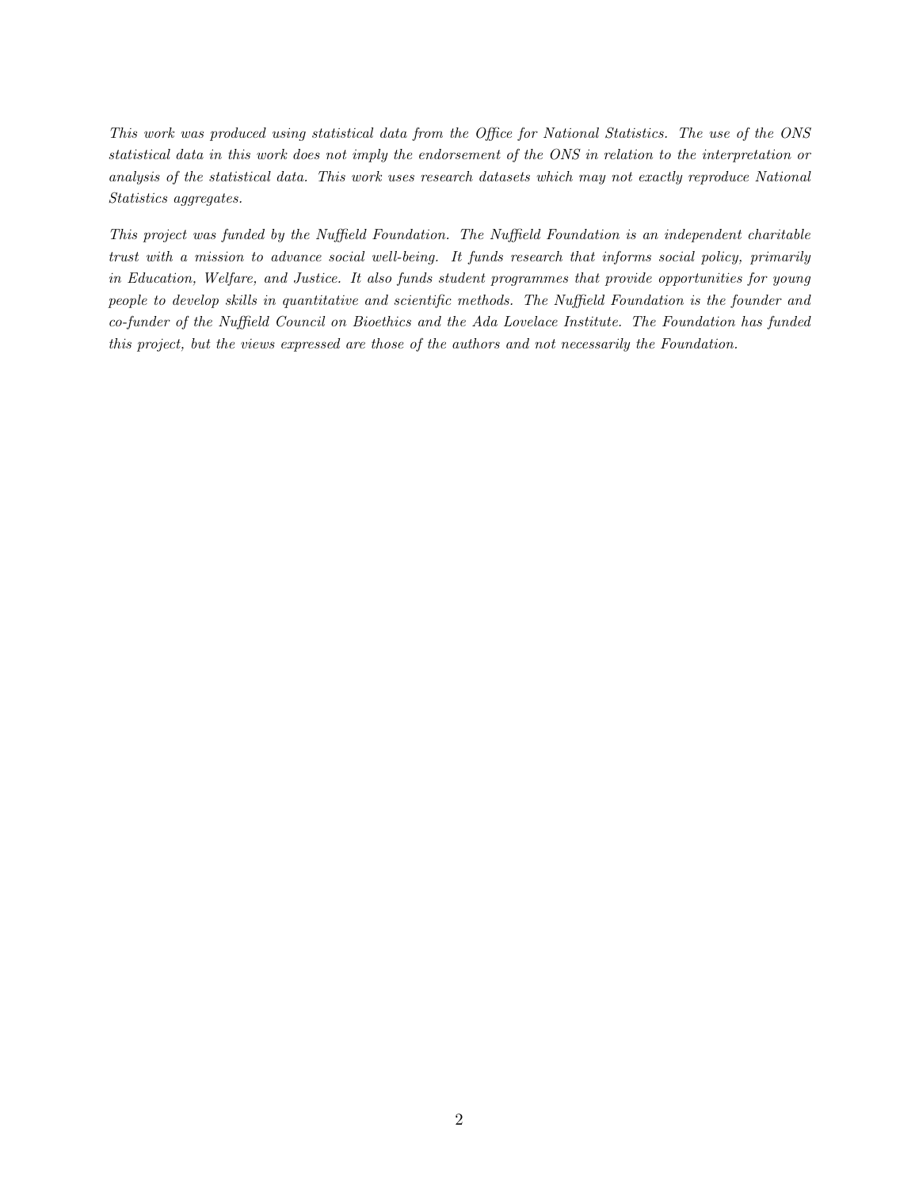*This work was produced using statistical data from the Office for National Statistics. The use of the ONS statistical data in this work does not imply the endorsement of the ONS in relation to the interpretation or analysis of the statistical data. This work uses research datasets which may not exactly reproduce National Statistics aggregates.*

*This project was funded by the Nuffield Foundation. The Nuffield Foundation is an independent charitable trust with a mission to advance social well-being. It funds research that informs social policy, primarily in Education, Welfare, and Justice. It also funds student programmes that provide opportunities for young people to develop skills in quantitative and scientific methods. The Nuffield Foundation is the founder and co-funder of the Nuffield Council on Bioethics and the Ada Lovelace Institute. The Foundation has funded this project, but the views expressed are those of the authors and not necessarily the Foundation.*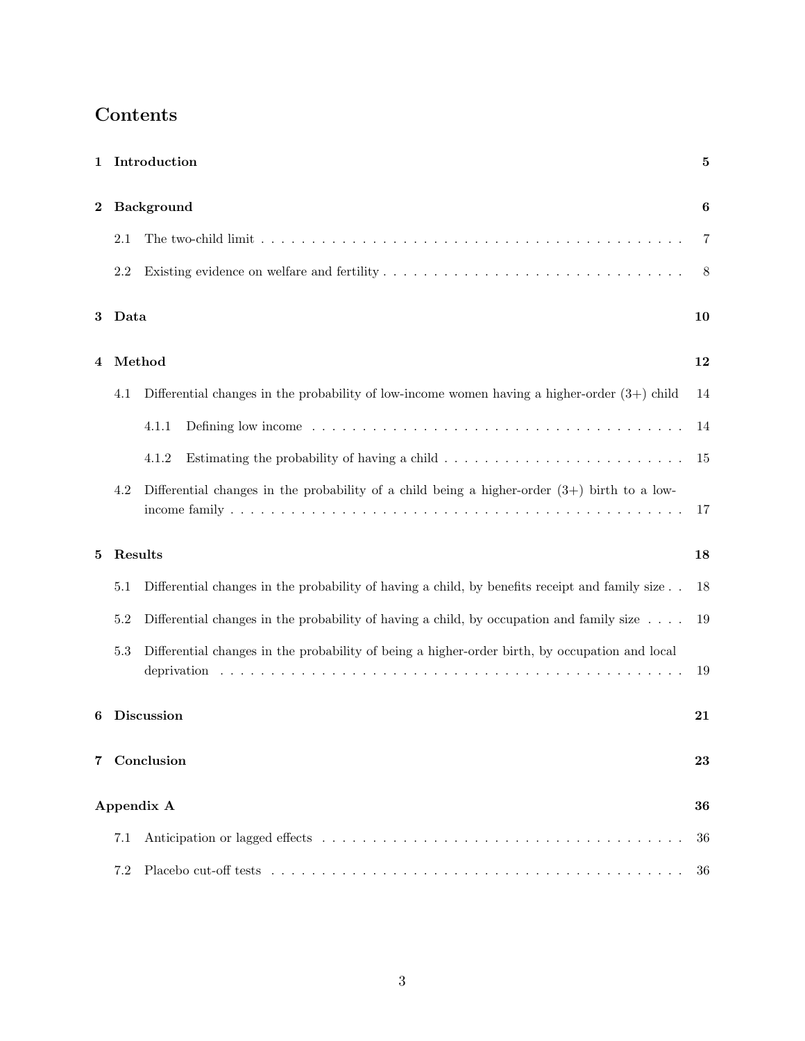# Contents

**1 Introduction** 5

**2 Background** 6

- 2.1 The two-child limit . . . 7
- 2.2 Existing evidence on welfare and fertility . . . 8

**3 Data** 10

**4 Method** 12

- 4.1 Differential changes in the probability of low-income women having a higher-order (3+) child 14
  - 4.1.1 Defining low income . . . 14
  - 4.1.2 Estimating the probability of having a child . . . 15
- 4.2 Differential changes in the probability of a child being a higher-order (3+) birth to a low-income family . . . 17

**5 Results** 18

- 5.1 Differential changes in the probability of having a child, by benefits receipt and family size . . 18
- 5.2 Differential changes in the probability of having a child, by occupation and family size . . . . 19
- 5.3 Differential changes in the probability of being a higher-order birth, by occupation and local deprivation . . . 19

**6 Discussion** 21

**7 Conclusion** 23

**Appendix A** 36

- 7.1 Anticipation or lagged effects . . . 36
- 7.2 Placebo cut-off tests . . . 36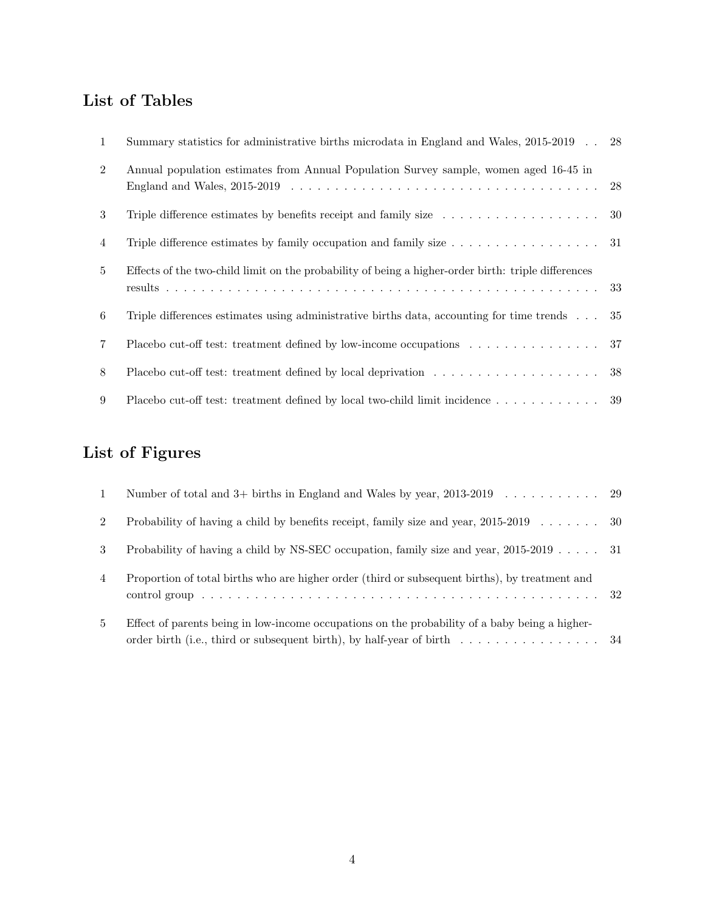## List of Tables

| | | |
|---|---|---|
| 1 | Summary statistics for administrative births microdata in England and Wales, 2015-2019 | 28 |
| 2 | Annual population estimates from Annual Population Survey sample, women aged 16-45 in England and Wales, 2015-2019 | 28 |
| 3 | Triple difference estimates by benefits receipt and family size | 30 |
| 4 | Triple difference estimates by family occupation and family size | 31 |
| 5 | Effects of the two-child limit on the probability of being a higher-order birth: triple differences results | 33 |
| 6 | Triple differences estimates using administrative births data, accounting for time trends | 35 |
| 7 | Placebo cut-off test: treatment defined by low-income occupations | 37 |
| 8 | Placebo cut-off test: treatment defined by local deprivation | 38 |
| 9 | Placebo cut-off test: treatment defined by local two-child limit incidence | 39 |

## List of Figures

| | | |
|---|---|---|
| 1 | Number of total and 3+ births in England and Wales by year, 2013-2019 | 29 |
| 2 | Probability of having a child by benefits receipt, family size and year, 2015-2019 | 30 |
| 3 | Probability of having a child by NS-SEC occupation, family size and year, 2015-2019 | 31 |
| 4 | Proportion of total births who are higher order (third or subsequent births), by treatment and control group | 32 |
| 5 | Effect of parents being in low-income occupations on the probability of a baby being a higher-order birth (i.e., third or subsequent birth), by half-year of birth | 34 |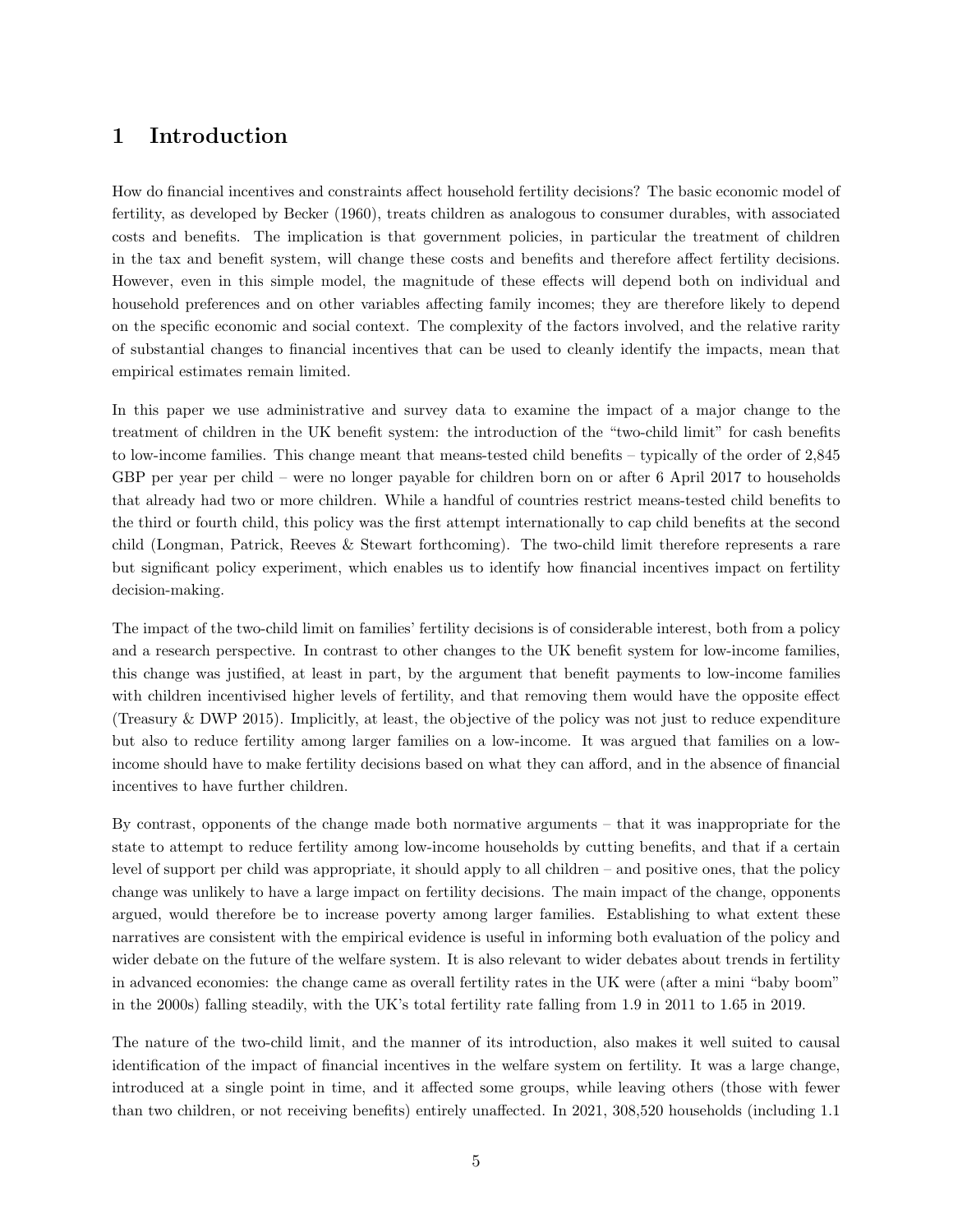# 1 Introduction

How do financial incentives and constraints affect household fertility decisions? The basic economic model of fertility, as developed by Becker (1960), treats children as analogous to consumer durables, with associated costs and benefits. The implication is that government policies, in particular the treatment of children in the tax and benefit system, will change these costs and benefits and therefore affect fertility decisions. However, even in this simple model, the magnitude of these effects will depend both on individual and household preferences and on other variables affecting family incomes; they are therefore likely to depend on the specific economic and social context. The complexity of the factors involved, and the relative rarity of substantial changes to financial incentives that can be used to cleanly identify the impacts, mean that empirical estimates remain limited.

In this paper we use administrative and survey data to examine the impact of a major change to the treatment of children in the UK benefit system: the introduction of the "two-child limit" for cash benefits to low-income families. This change meant that means-tested child benefits – typically of the order of 2,845 GBP per year per child – were no longer payable for children born on or after 6 April 2017 to households that already had two or more children. While a handful of countries restrict means-tested child benefits to the third or fourth child, this policy was the first attempt internationally to cap child benefits at the second child (Longman, Patrick, Reeves & Stewart forthcoming). The two-child limit therefore represents a rare but significant policy experiment, which enables us to identify how financial incentives impact on fertility decision-making.

The impact of the two-child limit on families' fertility decisions is of considerable interest, both from a policy and a research perspective. In contrast to other changes to the UK benefit system for low-income families, this change was justified, at least in part, by the argument that benefit payments to low-income families with children incentivised higher levels of fertility, and that removing them would have the opposite effect (Treasury & DWP 2015). Implicitly, at least, the objective of the policy was not just to reduce expenditure but also to reduce fertility among larger families on a low-income. It was argued that families on a low-income should have to make fertility decisions based on what they can afford, and in the absence of financial incentives to have further children.

By contrast, opponents of the change made both normative arguments – that it was inappropriate for the state to attempt to reduce fertility among low-income households by cutting benefits, and that if a certain level of support per child was appropriate, it should apply to all children – and positive ones, that the policy change was unlikely to have a large impact on fertility decisions. The main impact of the change, opponents argued, would therefore be to increase poverty among larger families. Establishing to what extent these narratives are consistent with the empirical evidence is useful in informing both evaluation of the policy and wider debate on the future of the welfare system. It is also relevant to wider debates about trends in fertility in advanced economies: the change came as overall fertility rates in the UK were (after a mini "baby boom" in the 2000s) falling steadily, with the UK's total fertility rate falling from 1.9 in 2011 to 1.65 in 2019.

The nature of the two-child limit, and the manner of its introduction, also makes it well suited to causal identification of the impact of financial incentives in the welfare system on fertility. It was a large change, introduced at a single point in time, and it affected some groups, while leaving others (those with fewer than two children, or not receiving benefits) entirely unaffected. In 2021, 308,520 households (including 1.1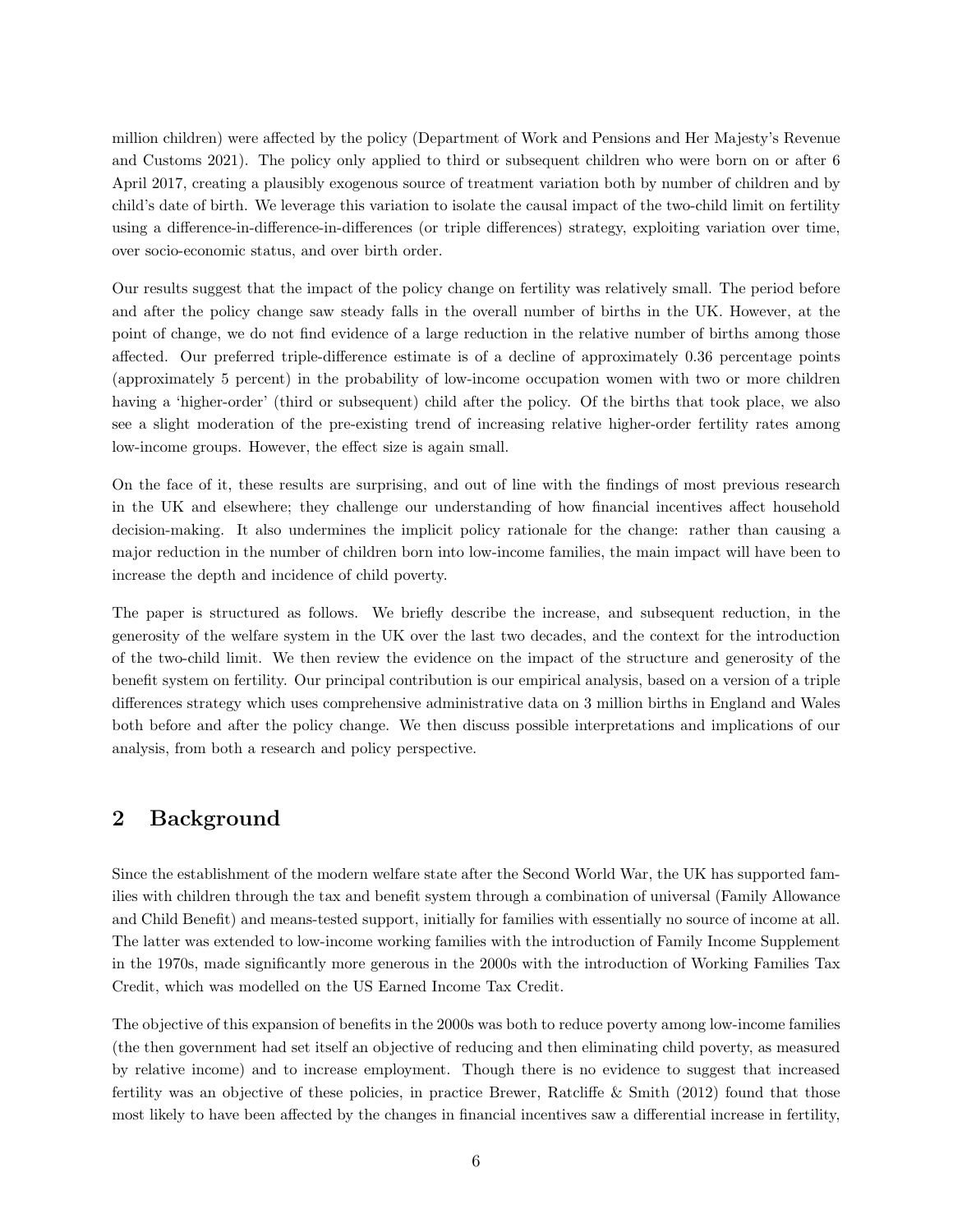million children) were affected by the policy (Department of Work and Pensions and Her Majesty's Revenue and Customs 2021). The policy only applied to third or subsequent children who were born on or after 6 April 2017, creating a plausibly exogenous source of treatment variation both by number of children and by child's date of birth. We leverage this variation to isolate the causal impact of the two-child limit on fertility using a difference-in-difference-in-differences (or triple differences) strategy, exploiting variation over time, over socio-economic status, and over birth order.

Our results suggest that the impact of the policy change on fertility was relatively small. The period before and after the policy change saw steady falls in the overall number of births in the UK. However, at the point of change, we do not find evidence of a large reduction in the relative number of births among those affected. Our preferred triple-difference estimate is of a decline of approximately 0.36 percentage points (approximately 5 percent) in the probability of low-income occupation women with two or more children having a 'higher-order' (third or subsequent) child after the policy. Of the births that took place, we also see a slight moderation of the pre-existing trend of increasing relative higher-order fertility rates among low-income groups. However, the effect size is again small.

On the face of it, these results are surprising, and out of line with the findings of most previous research in the UK and elsewhere; they challenge our understanding of how financial incentives affect household decision-making. It also undermines the implicit policy rationale for the change: rather than causing a major reduction in the number of children born into low-income families, the main impact will have been to increase the depth and incidence of child poverty.

The paper is structured as follows. We briefly describe the increase, and subsequent reduction, in the generosity of the welfare system in the UK over the last two decades, and the context for the introduction of the two-child limit. We then review the evidence on the impact of the structure and generosity of the benefit system on fertility. Our principal contribution is our empirical analysis, based on a version of a triple differences strategy which uses comprehensive administrative data on 3 million births in England and Wales both before and after the policy change. We then discuss possible interpretations and implications of our analysis, from both a research and policy perspective.

## 2 Background

Since the establishment of the modern welfare state after the Second World War, the UK has supported families with children through the tax and benefit system through a combination of universal (Family Allowance and Child Benefit) and means-tested support, initially for families with essentially no source of income at all. The latter was extended to low-income working families with the introduction of Family Income Supplement in the 1970s, made significantly more generous in the 2000s with the introduction of Working Families Tax Credit, which was modelled on the US Earned Income Tax Credit.

The objective of this expansion of benefits in the 2000s was both to reduce poverty among low-income families (the then government had set itself an objective of reducing and then eliminating child poverty, as measured by relative income) and to increase employment. Though there is no evidence to suggest that increased fertility was an objective of these policies, in practice Brewer, Ratcliffe & Smith (2012) found that those most likely to have been affected by the changes in financial incentives saw a differential increase in fertility,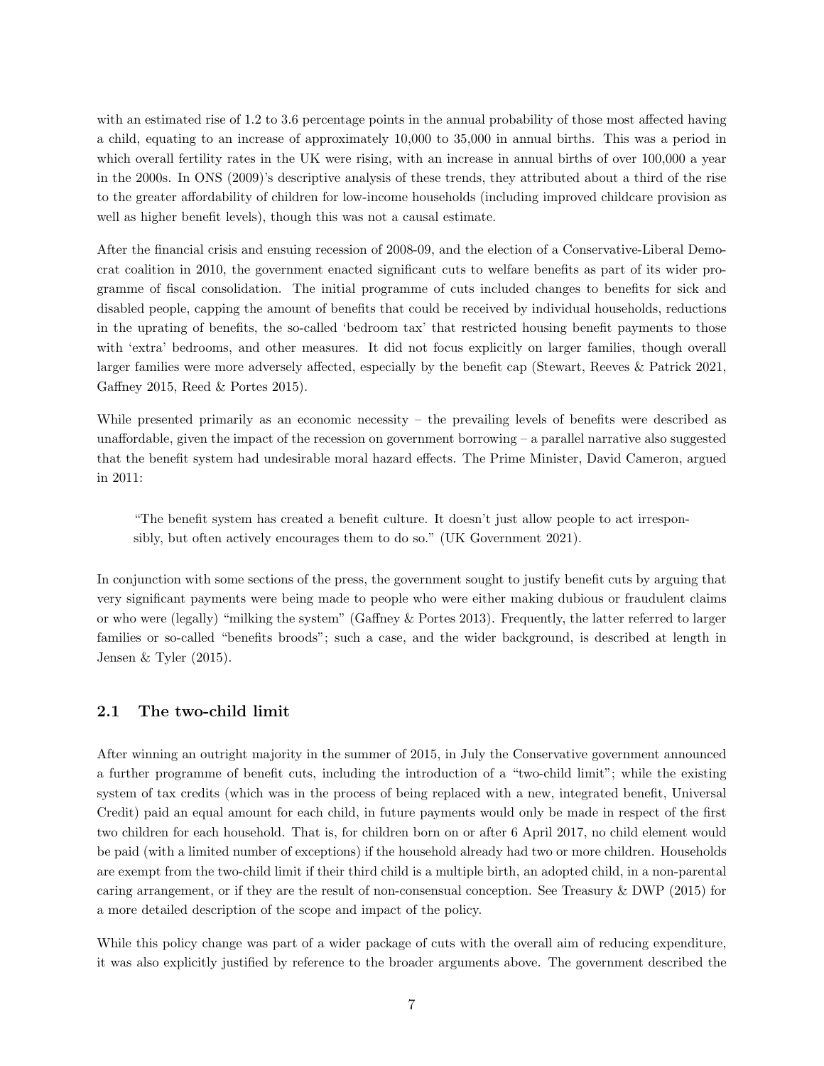with an estimated rise of 1.2 to 3.6 percentage points in the annual probability of those most affected having a child, equating to an increase of approximately 10,000 to 35,000 in annual births. This was a period in which overall fertility rates in the UK were rising, with an increase in annual births of over 100,000 a year in the 2000s. In ONS (2009)'s descriptive analysis of these trends, they attributed about a third of the rise to the greater affordability of children for low-income households (including improved childcare provision as well as higher benefit levels), though this was not a causal estimate.

After the financial crisis and ensuing recession of 2008-09, and the election of a Conservative-Liberal Democrat coalition in 2010, the government enacted significant cuts to welfare benefits as part of its wider programme of fiscal consolidation. The initial programme of cuts included changes to benefits for sick and disabled people, capping the amount of benefits that could be received by individual households, reductions in the uprating of benefits, the so-called 'bedroom tax' that restricted housing benefit payments to those with 'extra' bedrooms, and other measures. It did not focus explicitly on larger families, though overall larger families were more adversely affected, especially by the benefit cap (Stewart, Reeves & Patrick 2021, Gaffney 2015, Reed & Portes 2015).

While presented primarily as an economic necessity – the prevailing levels of benefits were described as unaffordable, given the impact of the recession on government borrowing – a parallel narrative also suggested that the benefit system had undesirable moral hazard effects. The Prime Minister, David Cameron, argued in 2011:

> "The benefit system has created a benefit culture. It doesn't just allow people to act irresponsibly, but often actively encourages them to do so." (UK Government 2021).

In conjunction with some sections of the press, the government sought to justify benefit cuts by arguing that very significant payments were being made to people who were either making dubious or fraudulent claims or who were (legally) "milking the system" (Gaffney & Portes 2013). Frequently, the latter referred to larger families or so-called "benefits broods"; such a case, and the wider background, is described at length in Jensen & Tyler (2015).

## 2.1 The two-child limit

After winning an outright majority in the summer of 2015, in July the Conservative government announced a further programme of benefit cuts, including the introduction of a "two-child limit"; while the existing system of tax credits (which was in the process of being replaced with a new, integrated benefit, Universal Credit) paid an equal amount for each child, in future payments would only be made in respect of the first two children for each household. That is, for children born on or after 6 April 2017, no child element would be paid (with a limited number of exceptions) if the household already had two or more children. Households are exempt from the two-child limit if their third child is a multiple birth, an adopted child, in a non-parental caring arrangement, or if they are the result of non-consensual conception. See Treasury & DWP (2015) for a more detailed description of the scope and impact of the policy.

While this policy change was part of a wider package of cuts with the overall aim of reducing expenditure, it was also explicitly justified by reference to the broader arguments above. The government described the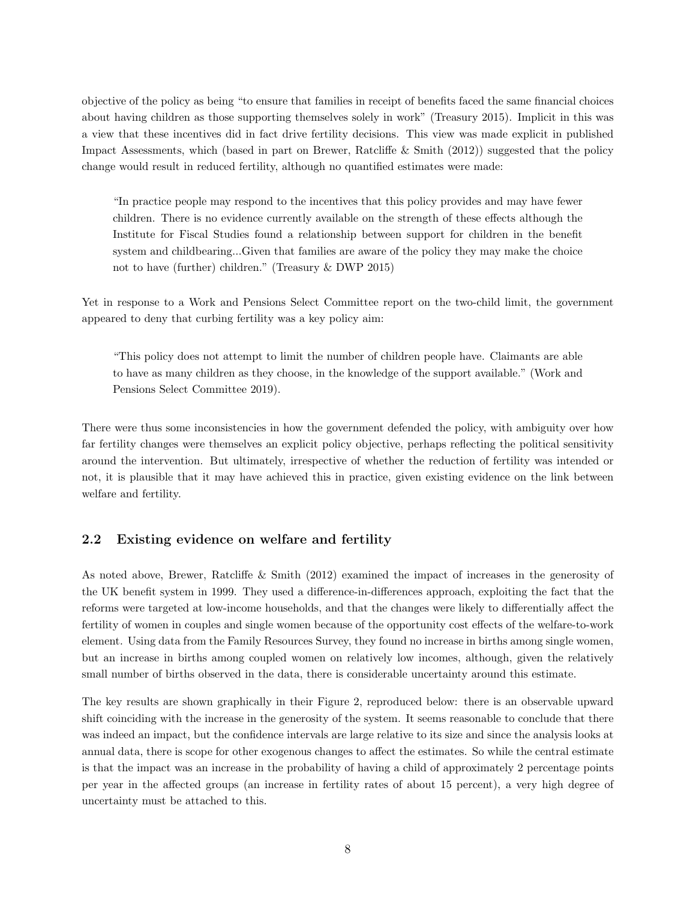objective of the policy as being "to ensure that families in receipt of benefits faced the same financial choices about having children as those supporting themselves solely in work" (Treasury 2015). Implicit in this was a view that these incentives did in fact drive fertility decisions. This view was made explicit in published Impact Assessments, which (based in part on Brewer, Ratcliffe & Smith (2012)) suggested that the policy change would result in reduced fertility, although no quantified estimates were made:

> "In practice people may respond to the incentives that this policy provides and may have fewer children. There is no evidence currently available on the strength of these effects although the Institute for Fiscal Studies found a relationship between support for children in the benefit system and childbearing...Given that families are aware of the policy they may make the choice not to have (further) children." (Treasury & DWP 2015)

Yet in response to a Work and Pensions Select Committee report on the two-child limit, the government appeared to deny that curbing fertility was a key policy aim:

> "This policy does not attempt to limit the number of children people have. Claimants are able to have as many children as they choose, in the knowledge of the support available." (Work and Pensions Select Committee 2019).

There were thus some inconsistencies in how the government defended the policy, with ambiguity over how far fertility changes were themselves an explicit policy objective, perhaps reflecting the political sensitivity around the intervention. But ultimately, irrespective of whether the reduction of fertility was intended or not, it is plausible that it may have achieved this in practice, given existing evidence on the link between welfare and fertility.

## 2.2 Existing evidence on welfare and fertility

As noted above, Brewer, Ratcliffe & Smith (2012) examined the impact of increases in the generosity of the UK benefit system in 1999. They used a difference-in-differences approach, exploiting the fact that the reforms were targeted at low-income households, and that the changes were likely to differentially affect the fertility of women in couples and single women because of the opportunity cost effects of the welfare-to-work element. Using data from the Family Resources Survey, they found no increase in births among single women, but an increase in births among coupled women on relatively low incomes, although, given the relatively small number of births observed in the data, there is considerable uncertainty around this estimate.

The key results are shown graphically in their Figure 2, reproduced below: there is an observable upward shift coinciding with the increase in the generosity of the system. It seems reasonable to conclude that there was indeed an impact, but the confidence intervals are large relative to its size and since the analysis looks at annual data, there is scope for other exogenous changes to affect the estimates. So while the central estimate is that the impact was an increase in the probability of having a child of approximately 2 percentage points per year in the affected groups (an increase in fertility rates of about 15 percent), a very high degree of uncertainty must be attached to this.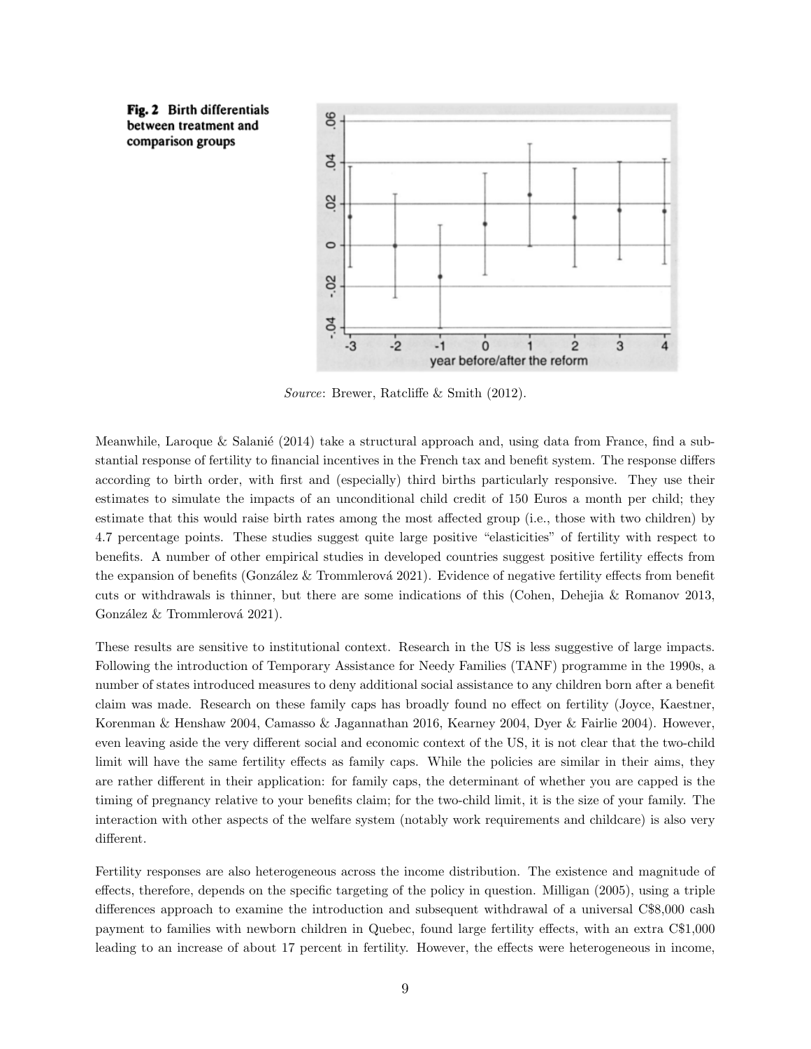**Fig. 2 Birth differentials between treatment and comparison groups**

*Source*: Brewer, Ratcliffe & Smith (2012).

Meanwhile, Laroque & Salanié (2014) take a structural approach and, using data from France, find a substantial response of fertility to financial incentives in the French tax and benefit system. The response differs according to birth order, with first and (especially) third births particularly responsive. They use their estimates to simulate the impacts of an unconditional child credit of 150 Euros a month per child; they estimate that this would raise birth rates among the most affected group (i.e., those with two children) by 4.7 percentage points. These studies suggest quite large positive "elasticities" of fertility with respect to benefits. A number of other empirical studies in developed countries suggest positive fertility effects from the expansion of benefits (González & Trommlerová 2021). Evidence of negative fertility effects from benefit cuts or withdrawals is thinner, but there are some indications of this (Cohen, Dehejia & Romanov 2013, González & Trommlerová 2021).

These results are sensitive to institutional context. Research in the US is less suggestive of large impacts. Following the introduction of Temporary Assistance for Needy Families (TANF) programme in the 1990s, a number of states introduced measures to deny additional social assistance to any children born after a benefit claim was made. Research on these family caps has broadly found no effect on fertility (Joyce, Kaestner, Korenman & Henshaw 2004, Camasso & Jagannathan 2016, Kearney 2004, Dyer & Fairlie 2004). However, even leaving aside the very different social and economic context of the US, it is not clear that the two-child limit will have the same fertility effects as family caps. While the policies are similar in their aims, they are rather different in their application: for family caps, the determinant of whether you are capped is the timing of pregnancy relative to your benefits claim; for the two-child limit, it is the size of your family. The interaction with other aspects of the welfare system (notably work requirements and childcare) is also very different.

Fertility responses are also heterogeneous across the income distribution. The existence and magnitude of effects, therefore, depends on the specific targeting of the policy in question. Milligan (2005), using a triple differences approach to examine the introduction and subsequent withdrawal of a universal C$8,000 cash payment to families with newborn children in Quebec, found large fertility effects, with an extra C$1,000 leading to an increase of about 17 percent in fertility. However, the effects were heterogeneous in income,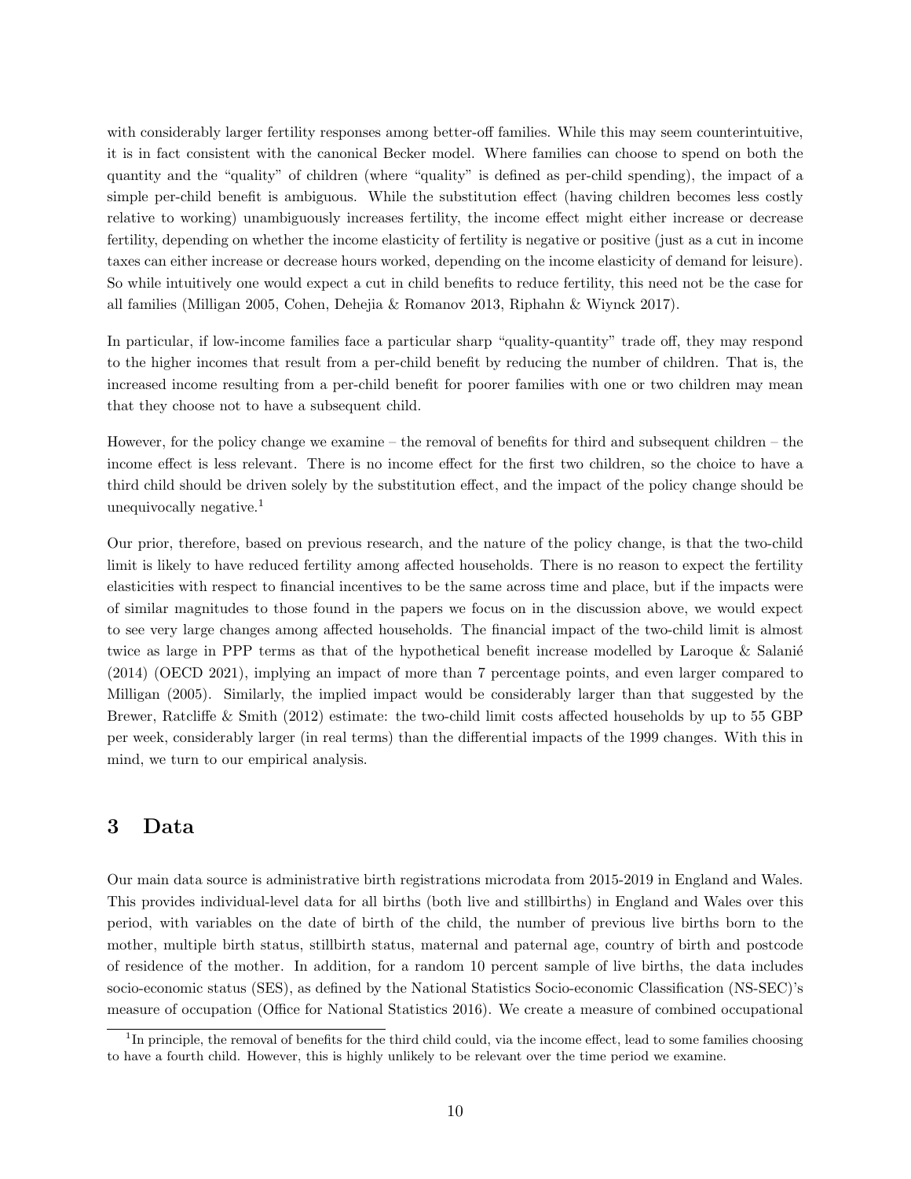with considerably larger fertility responses among better-off families. While this may seem counterintuitive, it is in fact consistent with the canonical Becker model. Where families can choose to spend on both the quantity and the "quality" of children (where "quality" is defined as per-child spending), the impact of a simple per-child benefit is ambiguous. While the substitution effect (having children becomes less costly relative to working) unambiguously increases fertility, the income effect might either increase or decrease fertility, depending on whether the income elasticity of fertility is negative or positive (just as a cut in income taxes can either increase or decrease hours worked, depending on the income elasticity of demand for leisure). So while intuitively one would expect a cut in child benefits to reduce fertility, this need not be the case for all families (Milligan 2005, Cohen, Dehejia & Romanov 2013, Riphahn & Wiynck 2017).

In particular, if low-income families face a particular sharp "quality-quantity" trade off, they may respond to the higher incomes that result from a per-child benefit by reducing the number of children. That is, the increased income resulting from a per-child benefit for poorer families with one or two children may mean that they choose not to have a subsequent child.

However, for the policy change we examine – the removal of benefits for third and subsequent children – the income effect is less relevant. There is no income effect for the first two children, so the choice to have a third child should be driven solely by the substitution effect, and the impact of the policy change should be unequivocally negative.[1]

Our prior, therefore, based on previous research, and the nature of the policy change, is that the two-child limit is likely to have reduced fertility among affected households. There is no reason to expect the fertility elasticities with respect to financial incentives to be the same across time and place, but if the impacts were of similar magnitudes to those found in the papers we focus on in the discussion above, we would expect to see very large changes among affected households. The financial impact of the two-child limit is almost twice as large in PPP terms as that of the hypothetical benefit increase modelled by Laroque & Salanié (2014) (OECD 2021), implying an impact of more than 7 percentage points, and even larger compared to Milligan (2005). Similarly, the implied impact would be considerably larger than that suggested by the Brewer, Ratcliffe & Smith (2012) estimate: the two-child limit costs affected households by up to 55 GBP per week, considerably larger (in real terms) than the differential impacts of the 1999 changes. With this in mind, we turn to our empirical analysis.

# 3 Data

Our main data source is administrative birth registrations microdata from 2015-2019 in England and Wales. This provides individual-level data for all births (both live and stillbirths) in England and Wales over this period, with variables on the date of birth of the child, the number of previous live births born to the mother, multiple birth status, stillbirth status, maternal and paternal age, country of birth and postcode of residence of the mother. In addition, for a random 10 percent sample of live births, the data includes socio-economic status (SES), as defined by the National Statistics Socio-economic Classification (NS-SEC)'s measure of occupation (Office for National Statistics 2016). We create a measure of combined occupational

[1] In principle, the removal of benefits for the third child could, via the income effect, lead to some families choosing to have a fourth child. However, this is highly unlikely to be relevant over the time period we examine.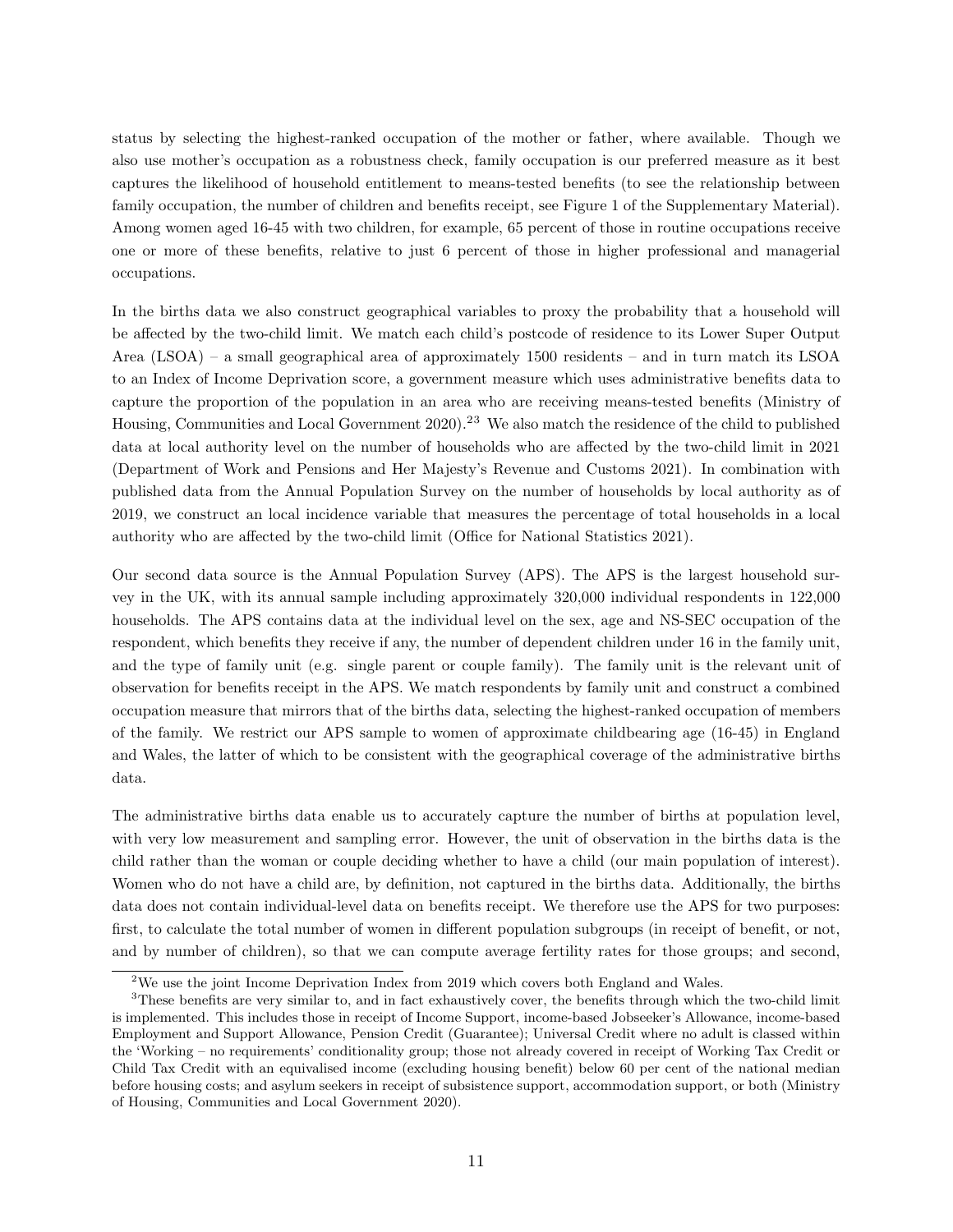status by selecting the highest-ranked occupation of the mother or father, where available. Though we also use mother's occupation as a robustness check, family occupation is our preferred measure as it best captures the likelihood of household entitlement to means-tested benefits (to see the relationship between family occupation, the number of children and benefits receipt, see Figure 1 of the Supplementary Material). Among women aged 16-45 with two children, for example, 65 percent of those in routine occupations receive one or more of these benefits, relative to just 6 percent of those in higher professional and managerial occupations.

In the births data we also construct geographical variables to proxy the probability that a household will be affected by the two-child limit. We match each child's postcode of residence to its Lower Super Output Area (LSOA) – a small geographical area of approximately 1500 residents – and in turn match its LSOA to an Index of Income Deprivation score, a government measure which uses administrative benefits data to capture the proportion of the population in an area who are receiving means-tested benefits (Ministry of Housing, Communities and Local Government 2020).[2][3] We also match the residence of the child to published data at local authority level on the number of households who are affected by the two-child limit in 2021 (Department of Work and Pensions and Her Majesty's Revenue and Customs 2021). In combination with published data from the Annual Population Survey on the number of households by local authority as of 2019, we construct an local incidence variable that measures the percentage of total households in a local authority who are affected by the two-child limit (Office for National Statistics 2021).

Our second data source is the Annual Population Survey (APS). The APS is the largest household survey in the UK, with its annual sample including approximately 320,000 individual respondents in 122,000 households. The APS contains data at the individual level on the sex, age and NS-SEC occupation of the respondent, which benefits they receive if any, the number of dependent children under 16 in the family unit, and the type of family unit (e.g. single parent or couple family). The family unit is the relevant unit of observation for benefits receipt in the APS. We match respondents by family unit and construct a combined occupation measure that mirrors that of the births data, selecting the highest-ranked occupation of members of the family. We restrict our APS sample to women of approximate childbearing age (16-45) in England and Wales, the latter of which to be consistent with the geographical coverage of the administrative births data.

The administrative births data enable us to accurately capture the number of births at population level, with very low measurement and sampling error. However, the unit of observation in the births data is the child rather than the woman or couple deciding whether to have a child (our main population of interest). Women who do not have a child are, by definition, not captured in the births data. Additionally, the births data does not contain individual-level data on benefits receipt. We therefore use the APS for two purposes: first, to calculate the total number of women in different population subgroups (in receipt of benefit, or not, and by number of children), so that we can compute average fertility rates for those groups; and second,

[2] We use the joint Income Deprivation Index from 2019 which covers both England and Wales.

[3] These benefits are very similar to, and in fact exhaustively cover, the benefits through which the two-child limit is implemented. This includes those in receipt of Income Support, income-based Jobseeker's Allowance, income-based Employment and Support Allowance, Pension Credit (Guarantee); Universal Credit where no adult is classed within the 'Working – no requirements' conditionality group; those not already covered in receipt of Working Tax Credit or Child Tax Credit with an equivalised income (excluding housing benefit) below 60 per cent of the national median before housing costs; and asylum seekers in receipt of subsistence support, accommodation support, or both (Ministry of Housing, Communities and Local Government 2020).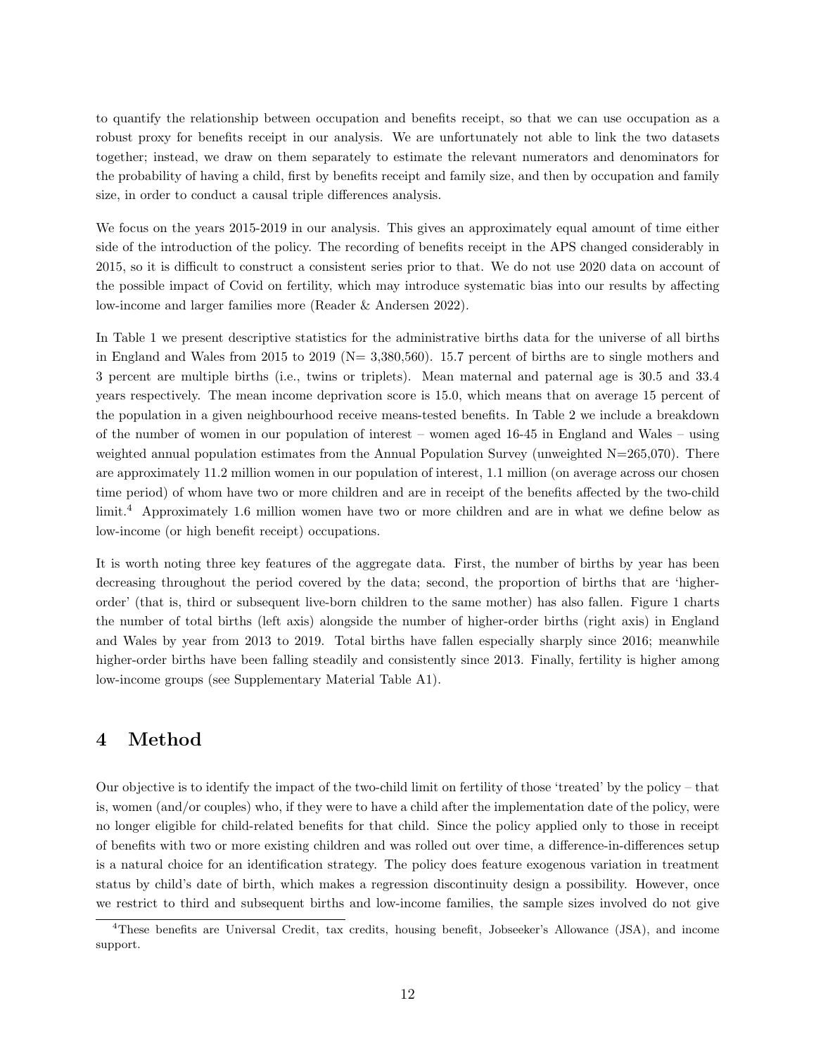to quantify the relationship between occupation and benefits receipt, so that we can use occupation as a robust proxy for benefits receipt in our analysis. We are unfortunately not able to link the two datasets together; instead, we draw on them separately to estimate the relevant numerators and denominators for the probability of having a child, first by benefits receipt and family size, and then by occupation and family size, in order to conduct a causal triple differences analysis.

We focus on the years 2015-2019 in our analysis. This gives an approximately equal amount of time either side of the introduction of the policy. The recording of benefits receipt in the APS changed considerably in 2015, so it is difficult to construct a consistent series prior to that. We do not use 2020 data on account of the possible impact of Covid on fertility, which may introduce systematic bias into our results by affecting low-income and larger families more (Reader & Andersen 2022).

In Table 1 we present descriptive statistics for the administrative births data for the universe of all births in England and Wales from 2015 to 2019 (N= 3,380,560). 15.7 percent of births are to single mothers and 3 percent are multiple births (i.e., twins or triplets). Mean maternal and paternal age is 30.5 and 33.4 years respectively. The mean income deprivation score is 15.0, which means that on average 15 percent of the population in a given neighbourhood receive means-tested benefits. In Table 2 we include a breakdown of the number of women in our population of interest – women aged 16-45 in England and Wales – using weighted annual population estimates from the Annual Population Survey (unweighted N=265,070). There are approximately 11.2 million women in our population of interest, 1.1 million (on average across our chosen time period) of whom have two or more children and are in receipt of the benefits affected by the two-child limit.[4] Approximately 1.6 million women have two or more children and are in what we define below as low-income (or high benefit receipt) occupations.

It is worth noting three key features of the aggregate data. First, the number of births by year has been decreasing throughout the period covered by the data; second, the proportion of births that are 'higher-order' (that is, third or subsequent live-born children to the same mother) has also fallen. Figure 1 charts the number of total births (left axis) alongside the number of higher-order births (right axis) in England and Wales by year from 2013 to 2019. Total births have fallen especially sharply since 2016; meanwhile higher-order births have been falling steadily and consistently since 2013. Finally, fertility is higher among low-income groups (see Supplementary Material Table A1).

# 4 Method

Our objective is to identify the impact of the two-child limit on fertility of those 'treated' by the policy – that is, women (and/or couples) who, if they were to have a child after the implementation date of the policy, were no longer eligible for child-related benefits for that child. Since the policy applied only to those in receipt of benefits with two or more existing children and was rolled out over time, a difference-in-differences setup is a natural choice for an identification strategy. The policy does feature exogenous variation in treatment status by child's date of birth, which makes a regression discontinuity design a possibility. However, once we restrict to third and subsequent births and low-income families, the sample sizes involved do not give

[4] These benefits are Universal Credit, tax credits, housing benefit, Jobseeker's Allowance (JSA), and income support.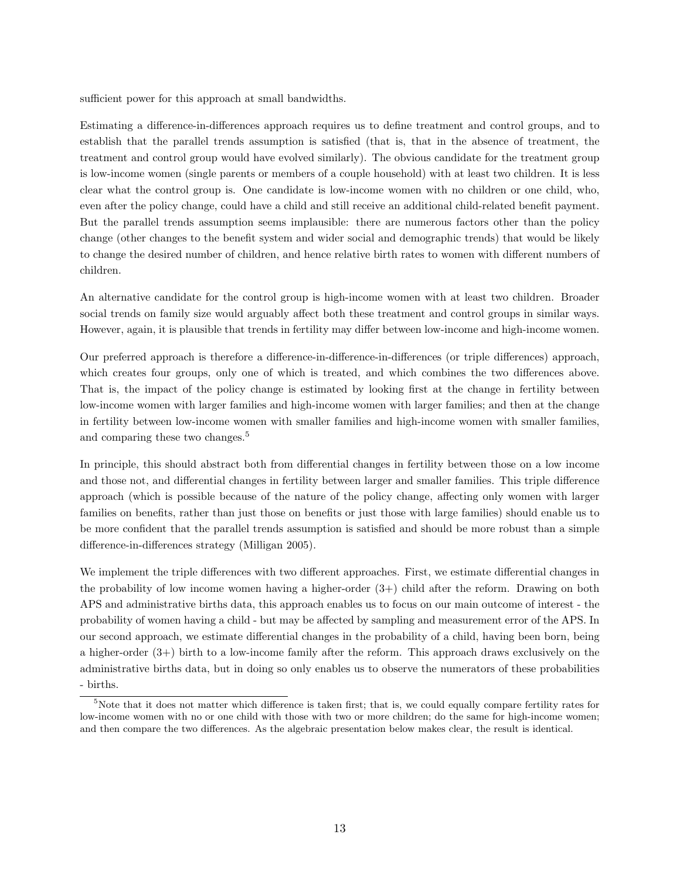sufficient power for this approach at small bandwidths.

Estimating a difference-in-differences approach requires us to define treatment and control groups, and to establish that the parallel trends assumption is satisfied (that is, that in the absence of treatment, the treatment and control group would have evolved similarly). The obvious candidate for the treatment group is low-income women (single parents or members of a couple household) with at least two children. It is less clear what the control group is. One candidate is low-income women with no children or one child, who, even after the policy change, could have a child and still receive an additional child-related benefit payment. But the parallel trends assumption seems implausible: there are numerous factors other than the policy change (other changes to the benefit system and wider social and demographic trends) that would be likely to change the desired number of children, and hence relative birth rates to women with different numbers of children.

An alternative candidate for the control group is high-income women with at least two children. Broader social trends on family size would arguably affect both these treatment and control groups in similar ways. However, again, it is plausible that trends in fertility may differ between low-income and high-income women.

Our preferred approach is therefore a difference-in-difference-in-differences (or triple differences) approach, which creates four groups, only one of which is treated, and which combines the two differences above. That is, the impact of the policy change is estimated by looking first at the change in fertility between low-income women with larger families and high-income women with larger families; and then at the change in fertility between low-income women with smaller families and high-income women with smaller families, and comparing these two changes.[5]

In principle, this should abstract both from differential changes in fertility between those on a low income and those not, and differential changes in fertility between larger and smaller families. This triple difference approach (which is possible because of the nature of the policy change, affecting only women with larger families on benefits, rather than just those on benefits or just those with large families) should enable us to be more confident that the parallel trends assumption is satisfied and should be more robust than a simple difference-in-differences strategy (Milligan 2005).

We implement the triple differences with two different approaches. First, we estimate differential changes in the probability of low income women having a higher-order (3+) child after the reform. Drawing on both APS and administrative births data, this approach enables us to focus on our main outcome of interest - the probability of women having a child - but may be affected by sampling and measurement error of the APS. In our second approach, we estimate differential changes in the probability of a child, having been born, being a higher-order (3+) birth to a low-income family after the reform. This approach draws exclusively on the administrative births data, but in doing so only enables us to observe the numerators of these probabilities - births.

[5] Note that it does not matter which difference is taken first; that is, we could equally compare fertility rates for low-income women with no or one child with those with two or more children; do the same for high-income women; and then compare the two differences. As the algebraic presentation below makes clear, the result is identical.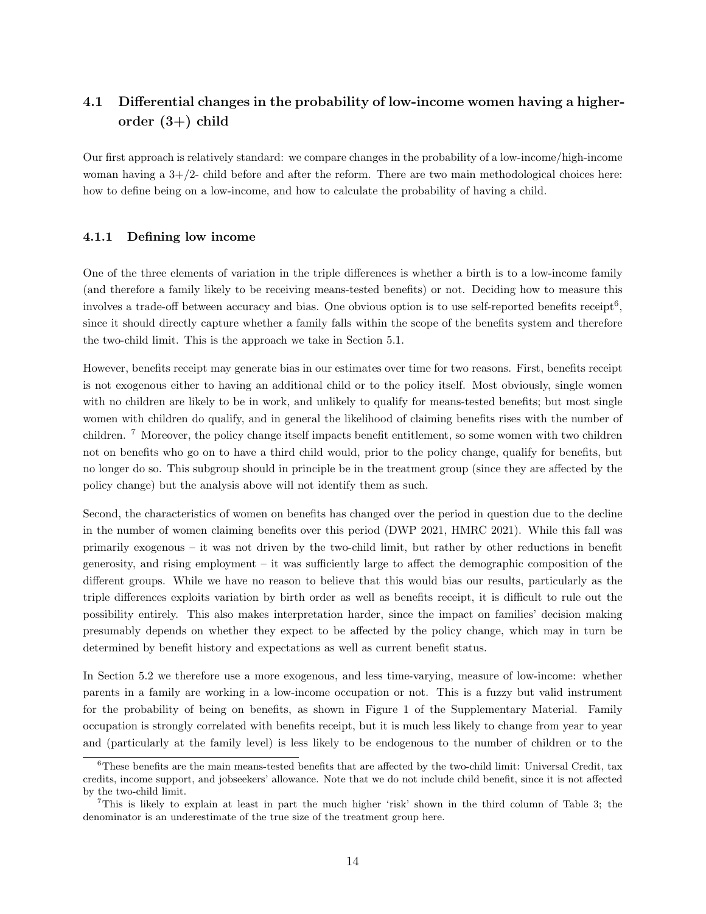### 4.1 Differential changes in the probability of low-income women having a higher-order (3+) child

Our first approach is relatively standard: we compare changes in the probability of a low-income/high-income woman having a 3+/2- child before and after the reform. There are two main methodological choices here: how to define being on a low-income, and how to calculate the probability of having a child.

#### 4.1.1 Defining low income

One of the three elements of variation in the triple differences is whether a birth is to a low-income family (and therefore a family likely to be receiving means-tested benefits) or not. Deciding how to measure this involves a trade-off between accuracy and bias. One obvious option is to use self-reported benefits receipt[6], since it should directly capture whether a family falls within the scope of the benefits system and therefore the two-child limit. This is the approach we take in Section 5.1.

However, benefits receipt may generate bias in our estimates over time for two reasons. First, benefits receipt is not exogenous either to having an additional child or to the policy itself. Most obviously, single women with no children are likely to be in work, and unlikely to qualify for means-tested benefits; but most single women with children do qualify, and in general the likelihood of claiming benefits rises with the number of children. [7] Moreover, the policy change itself impacts benefit entitlement, so some women with two children not on benefits who go on to have a third child would, prior to the policy change, qualify for benefits, but no longer do so. This subgroup should in principle be in the treatment group (since they are affected by the policy change) but the analysis above will not identify them as such.

Second, the characteristics of women on benefits has changed over the period in question due to the decline in the number of women claiming benefits over this period (DWP 2021, HMRC 2021). While this fall was primarily exogenous – it was not driven by the two-child limit, but rather by other reductions in benefit generosity, and rising employment – it was sufficiently large to affect the demographic composition of the different groups. While we have no reason to believe that this would bias our results, particularly as the triple differences exploits variation by birth order as well as benefits receipt, it is difficult to rule out the possibility entirely. This also makes interpretation harder, since the impact on families' decision making presumably depends on whether they expect to be affected by the policy change, which may in turn be determined by benefit history and expectations as well as current benefit status.

In Section 5.2 we therefore use a more exogenous, and less time-varying, measure of low-income: whether parents in a family are working in a low-income occupation or not. This is a fuzzy but valid instrument for the probability of being on benefits, as shown in Figure 1 of the Supplementary Material. Family occupation is strongly correlated with benefits receipt, but it is much less likely to change from year to year and (particularly at the family level) is less likely to be endogenous to the number of children or to the

[6] These benefits are the main means-tested benefits that are affected by the two-child limit: Universal Credit, tax credits, income support, and jobseekers' allowance. Note that we do not include child benefit, since it is not affected by the two-child limit.

[7] This is likely to explain at least in part the much higher 'risk' shown in the third column of Table 3; the denominator is an underestimate of the true size of the treatment group here.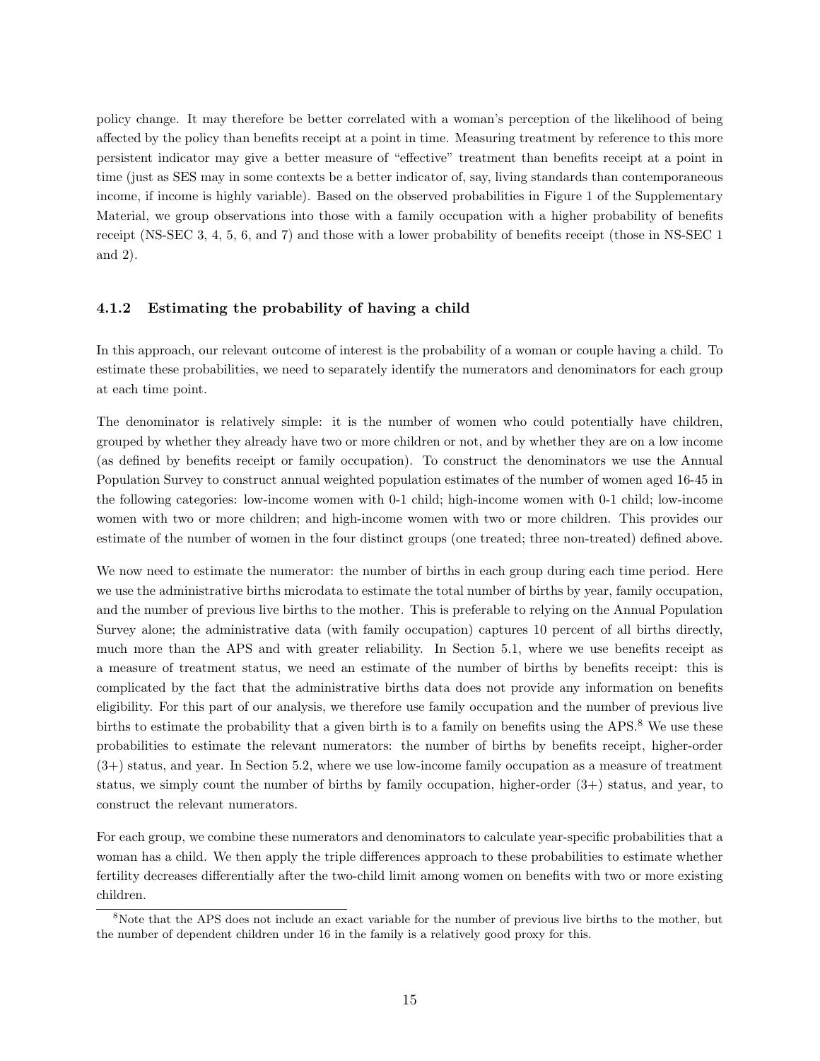policy change. It may therefore be better correlated with a woman's perception of the likelihood of being affected by the policy than benefits receipt at a point in time. Measuring treatment by reference to this more persistent indicator may give a better measure of "effective" treatment than benefits receipt at a point in time (just as SES may in some contexts be a better indicator of, say, living standards than contemporaneous income, if income is highly variable). Based on the observed probabilities in Figure 1 of the Supplementary Material, we group observations into those with a family occupation with a higher probability of benefits receipt (NS-SEC 3, 4, 5, 6, and 7) and those with a lower probability of benefits receipt (those in NS-SEC 1 and 2).

### 4.1.2 Estimating the probability of having a child

In this approach, our relevant outcome of interest is the probability of a woman or couple having a child. To estimate these probabilities, we need to separately identify the numerators and denominators for each group at each time point.

The denominator is relatively simple: it is the number of women who could potentially have children, grouped by whether they already have two or more children or not, and by whether they are on a low income (as defined by benefits receipt or family occupation). To construct the denominators we use the Annual Population Survey to construct annual weighted population estimates of the number of women aged 16-45 in the following categories: low-income women with 0-1 child; high-income women with 0-1 child; low-income women with two or more children; and high-income women with two or more children. This provides our estimate of the number of women in the four distinct groups (one treated; three non-treated) defined above.

We now need to estimate the numerator: the number of births in each group during each time period. Here we use the administrative births microdata to estimate the total number of births by year, family occupation, and the number of previous live births to the mother. This is preferable to relying on the Annual Population Survey alone; the administrative data (with family occupation) captures 10 percent of all births directly, much more than the APS and with greater reliability. In Section 5.1, where we use benefits receipt as a measure of treatment status, we need an estimate of the number of births by benefits receipt: this is complicated by the fact that the administrative births data does not provide any information on benefits eligibility. For this part of our analysis, we therefore use family occupation and the number of previous live births to estimate the probability that a given birth is to a family on benefits using the APS.[8] We use these probabilities to estimate the relevant numerators: the number of births by benefits receipt, higher-order (3+) status, and year. In Section 5.2, where we use low-income family occupation as a measure of treatment status, we simply count the number of births by family occupation, higher-order (3+) status, and year, to construct the relevant numerators.

For each group, we combine these numerators and denominators to calculate year-specific probabilities that a woman has a child. We then apply the triple differences approach to these probabilities to estimate whether fertility decreases differentially after the two-child limit among women on benefits with two or more existing children.

[8] Note that the APS does not include an exact variable for the number of previous live births to the mother, but the number of dependent children under 16 in the family is a relatively good proxy for this.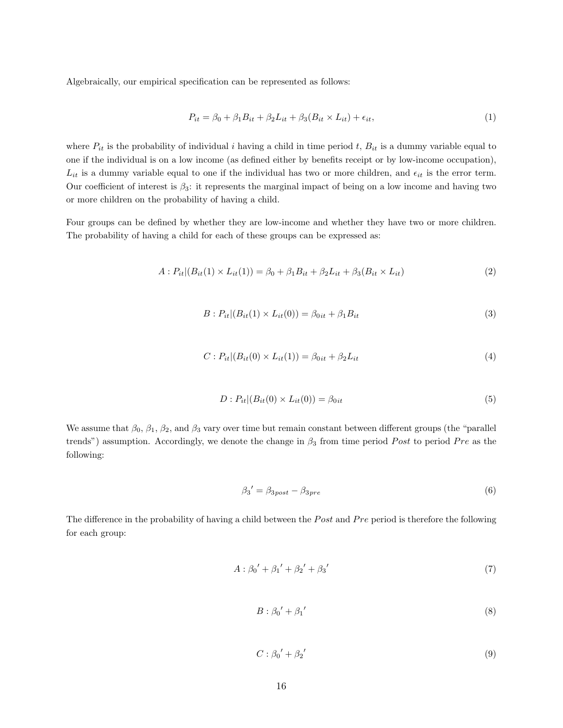Algebraically, our empirical specification can be represented as follows:

$$P_{it} = \beta_0 + \beta_1 B_{it} + \beta_2 L_{it} + \beta_3 (B_{it} \times L_{it}) + \epsilon_{it}, \tag{1}$$

where $P_{it}$ is the probability of individual $i$ having a child in time period $t$, $B_{it}$ is a dummy variable equal to one if the individual is on a low income (as defined either by benefits receipt or by low-income occupation), $L_{it}$ is a dummy variable equal to one if the individual has two or more children, and $\epsilon_{it}$ is the error term. Our coefficient of interest is $\beta_3$: it represents the marginal impact of being on a low income and having two or more children on the probability of having a child.

Four groups can be defined by whether they are low-income and whether they have two or more children. The probability of having a child for each of these groups can be expressed as:

$$A : P_{it}|(B_{it}(1) \times L_{it}(1)) = \beta_0 + \beta_1 B_{it} + \beta_2 L_{it} + \beta_3 (B_{it} \times L_{it}) \tag{2}$$

$$B : P_{it}|(B_{it}(1) \times L_{it}(0)) = \beta_{0it} + \beta_1 B_{it} \tag{3}$$

$$C : P_{it}|(B_{it}(0) \times L_{it}(1)) = \beta_{0it} + \beta_2 L_{it} \tag{4}$$

$$D : P_{it}|(B_{it}(0) \times L_{it}(0)) = \beta_{0it} \tag{5}$$

We assume that $\beta_0$, $\beta_1$, $\beta_2$, and $\beta_3$ vary over time but remain constant between different groups (the "parallel trends") assumption. Accordingly, we denote the change in $\beta_3$ from time period *Post* to period *Pre* as the following:

$$\beta_3{}' = \beta_{3post} - \beta_{3pre} \tag{6}$$

The difference in the probability of having a child between the *Post* and *Pre* period is therefore the following for each group:

$$A : \beta_0{}' + \beta_1{}' + \beta_2{}' + \beta_3{}' \tag{7}$$

$$B : \beta_0{}' + \beta_1{}' \tag{8}$$

$$C : \beta_0{}' + \beta_2{}' \tag{9}$$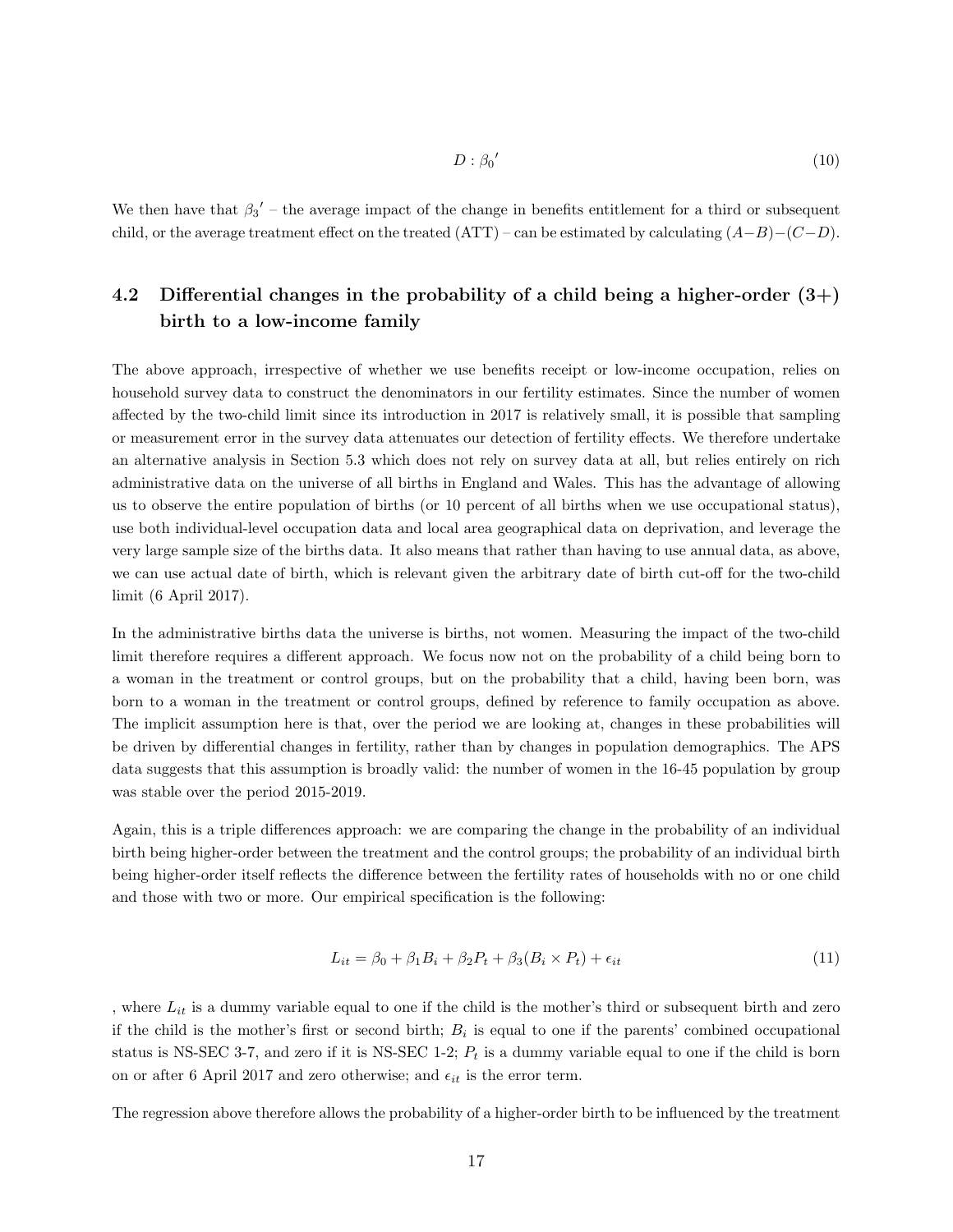$$D : \beta_0{}' \tag{10}$$

We then have that $\beta_3{}'$ – the average impact of the change in benefits entitlement for a third or subsequent child, or the average treatment effect on the treated (ATT) – can be estimated by calculating $(A-B)-(C-D)$.

## 4.2 Differential changes in the probability of a child being a higher-order (3+) birth to a low-income family

The above approach, irrespective of whether we use benefits receipt or low-income occupation, relies on household survey data to construct the denominators in our fertility estimates. Since the number of women affected by the two-child limit since its introduction in 2017 is relatively small, it is possible that sampling or measurement error in the survey data attenuates our detection of fertility effects. We therefore undertake an alternative analysis in Section 5.3 which does not rely on survey data at all, but relies entirely on rich administrative data on the universe of all births in England and Wales. This has the advantage of allowing us to observe the entire population of births (or 10 percent of all births when we use occupational status), use both individual-level occupation data and local area geographical data on deprivation, and leverage the very large sample size of the births data. It also means that rather than having to use annual data, as above, we can use actual date of birth, which is relevant given the arbitrary date of birth cut-off for the two-child limit (6 April 2017).

In the administrative births data the universe is births, not women. Measuring the impact of the two-child limit therefore requires a different approach. We focus now not on the probability of a child being born to a woman in the treatment or control groups, but on the probability that a child, having been born, was born to a woman in the treatment or control groups, defined by reference to family occupation as above. The implicit assumption here is that, over the period we are looking at, changes in these probabilities will be driven by differential changes in fertility, rather than by changes in population demographics. The APS data suggests that this assumption is broadly valid: the number of women in the 16-45 population by group was stable over the period 2015-2019.

Again, this is a triple differences approach: we are comparing the change in the probability of an individual birth being higher-order between the treatment and the control groups; the probability of an individual birth being higher-order itself reflects the difference between the fertility rates of households with no or one child and those with two or more. Our empirical specification is the following:

$$L_{it} = \beta_0 + \beta_1 B_i + \beta_2 P_t + \beta_3 (B_i \times P_t) + \epsilon_{it} \tag{11}$$

, where $L_{it}$ is a dummy variable equal to one if the child is the mother's third or subsequent birth and zero if the child is the mother's first or second birth; $B_i$ is equal to one if the parents' combined occupational status is NS-SEC 3-7, and zero if it is NS-SEC 1-2; $P_t$ is a dummy variable equal to one if the child is born on or after 6 April 2017 and zero otherwise; and $\epsilon_{it}$ is the error term.

The regression above therefore allows the probability of a higher-order birth to be influenced by the treatment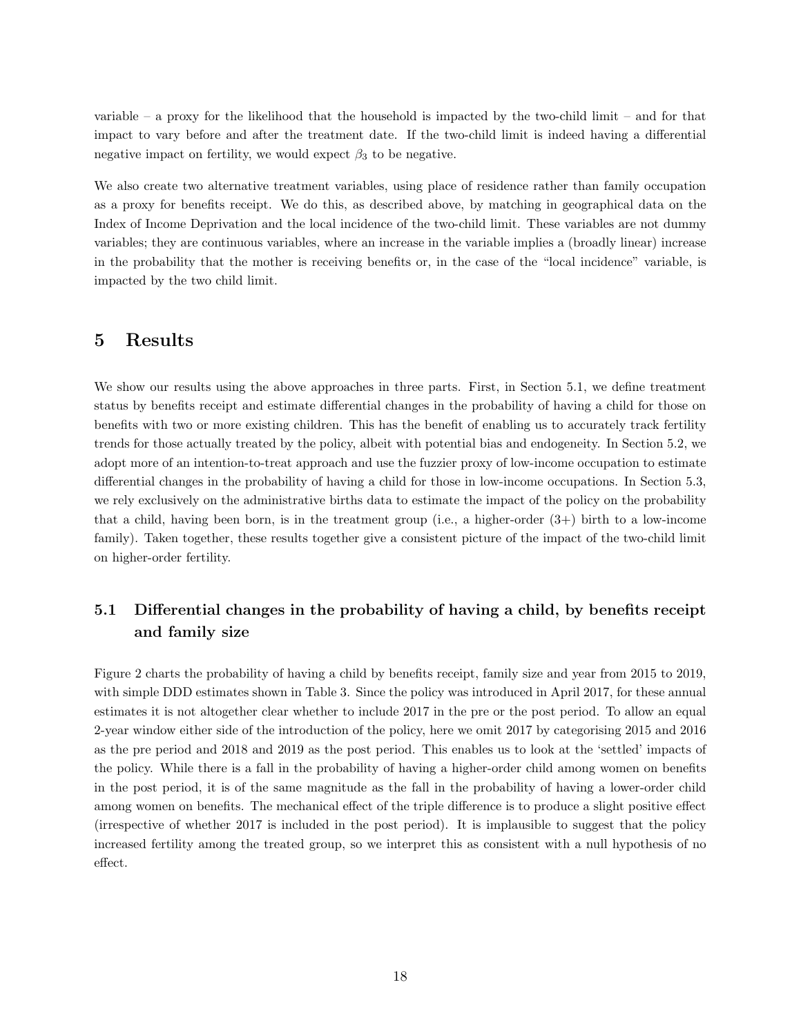variable – a proxy for the likelihood that the household is impacted by the two-child limit – and for that impact to vary before and after the treatment date. If the two-child limit is indeed having a differential negative impact on fertility, we would expect $\beta_3$ to be negative.

We also create two alternative treatment variables, using place of residence rather than family occupation as a proxy for benefits receipt. We do this, as described above, by matching in geographical data on the Index of Income Deprivation and the local incidence of the two-child limit. These variables are not dummy variables; they are continuous variables, where an increase in the variable implies a (broadly linear) increase in the probability that the mother is receiving benefits or, in the case of the "local incidence" variable, is impacted by the two child limit.

# 5 Results

We show our results using the above approaches in three parts. First, in Section 5.1, we define treatment status by benefits receipt and estimate differential changes in the probability of having a child for those on benefits with two or more existing children. This has the benefit of enabling us to accurately track fertility trends for those actually treated by the policy, albeit with potential bias and endogeneity. In Section 5.2, we adopt more of an intention-to-treat approach and use the fuzzier proxy of low-income occupation to estimate differential changes in the probability of having a child for those in low-income occupations. In Section 5.3, we rely exclusively on the administrative births data to estimate the impact of the policy on the probability that a child, having been born, is in the treatment group (i.e., a higher-order (3+) birth to a low-income family). Taken together, these results together give a consistent picture of the impact of the two-child limit on higher-order fertility.

## 5.1 Differential changes in the probability of having a child, by benefits receipt and family size

Figure 2 charts the probability of having a child by benefits receipt, family size and year from 2015 to 2019, with simple DDD estimates shown in Table 3. Since the policy was introduced in April 2017, for these annual estimates it is not altogether clear whether to include 2017 in the pre or the post period. To allow an equal 2-year window either side of the introduction of the policy, here we omit 2017 by categorising 2015 and 2016 as the pre period and 2018 and 2019 as the post period. This enables us to look at the 'settled' impacts of the policy. While there is a fall in the probability of having a higher-order child among women on benefits in the post period, it is of the same magnitude as the fall in the probability of having a lower-order child among women on benefits. The mechanical effect of the triple difference is to produce a slight positive effect (irrespective of whether 2017 is included in the post period). It is implausible to suggest that the policy increased fertility among the treated group, so we interpret this as consistent with a null hypothesis of no effect.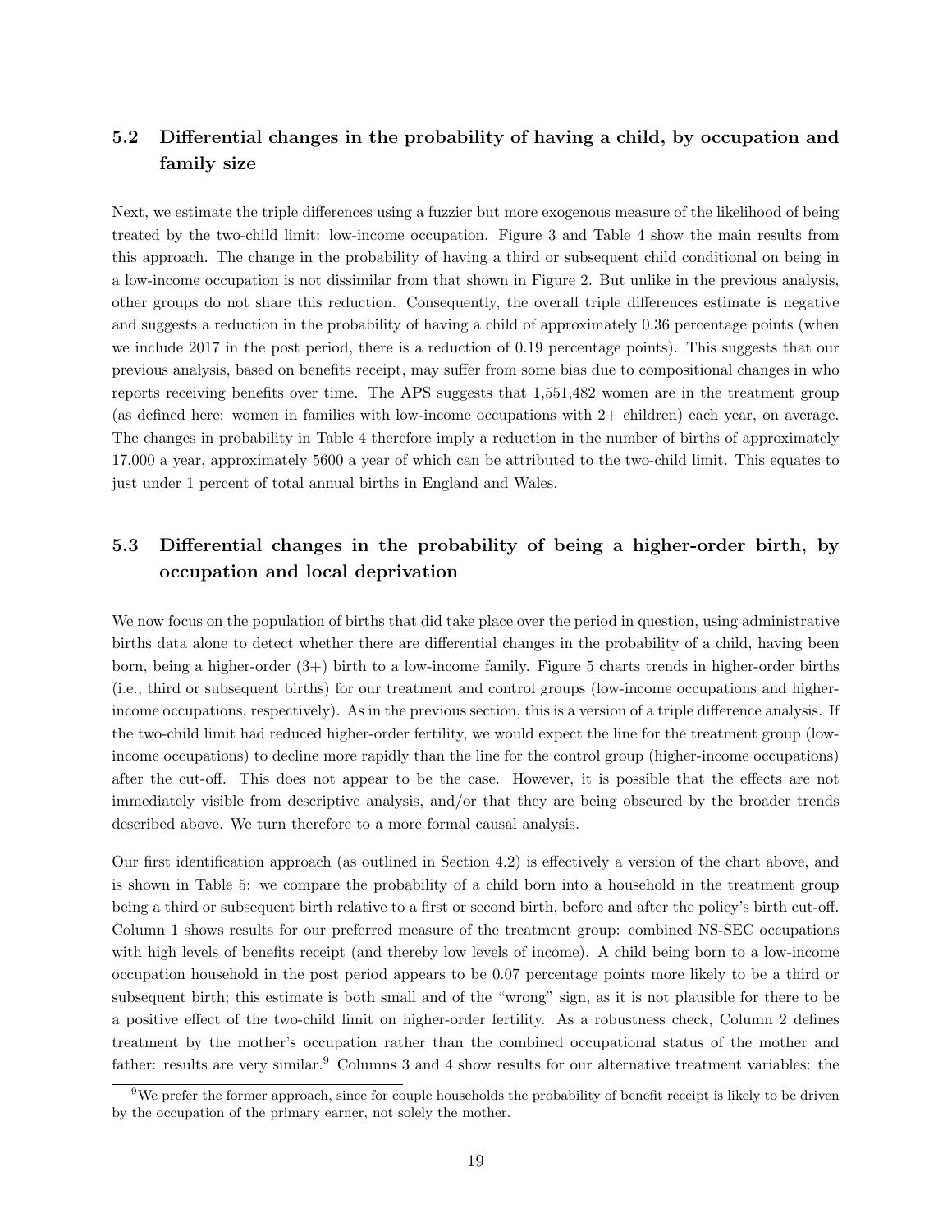## 5.2 Differential changes in the probability of having a child, by occupation and family size

Next, we estimate the triple differences using a fuzzier but more exogenous measure of the likelihood of being treated by the two-child limit: low-income occupation. Figure 3 and Table 4 show the main results from this approach. The change in the probability of having a third or subsequent child conditional on being in a low-income occupation is not dissimilar from that shown in Figure 2. But unlike in the previous analysis, other groups do not share this reduction. Consequently, the overall triple differences estimate is negative and suggests a reduction in the probability of having a child of approximately 0.36 percentage points (when we include 2017 in the post period, there is a reduction of 0.19 percentage points). This suggests that our previous analysis, based on benefits receipt, may suffer from some bias due to compositional changes in who reports receiving benefits over time. The APS suggests that 1,551,482 women are in the treatment group (as defined here: women in families with low-income occupations with 2+ children) each year, on average. The changes in probability in Table 4 therefore imply a reduction in the number of births of approximately 17,000 a year, approximately 5600 a year of which can be attributed to the two-child limit. This equates to just under 1 percent of total annual births in England and Wales.

## 5.3 Differential changes in the probability of being a higher-order birth, by occupation and local deprivation

We now focus on the population of births that did take place over the period in question, using administrative births data alone to detect whether there are differential changes in the probability of a child, having been born, being a higher-order (3+) birth to a low-income family. Figure 5 charts trends in higher-order births (i.e., third or subsequent births) for our treatment and control groups (low-income occupations and higher-income occupations, respectively). As in the previous section, this is a version of a triple difference analysis. If the two-child limit had reduced higher-order fertility, we would expect the line for the treatment group (low-income occupations) to decline more rapidly than the line for the control group (higher-income occupations) after the cut-off. This does not appear to be the case. However, it is possible that the effects are not immediately visible from descriptive analysis, and/or that they are being obscured by the broader trends described above. We turn therefore to a more formal causal analysis.

Our first identification approach (as outlined in Section 4.2) is effectively a version of the chart above, and is shown in Table 5: we compare the probability of a child born into a household in the treatment group being a third or subsequent birth relative to a first or second birth, before and after the policy's birth cut-off. Column 1 shows results for our preferred measure of the treatment group: combined NS-SEC occupations with high levels of benefits receipt (and thereby low levels of income). A child being born to a low-income occupation household in the post period appears to be 0.07 percentage points more likely to be a third or subsequent birth; this estimate is both small and of the "wrong" sign, as it is not plausible for there to be a positive effect of the two-child limit on higher-order fertility. As a robustness check, Column 2 defines treatment by the mother's occupation rather than the combined occupational status of the mother and father: results are very similar.[9] Columns 3 and 4 show results for our alternative treatment variables: the

[9] We prefer the former approach, since for couple households the probability of benefit receipt is likely to be driven by the occupation of the primary earner, not solely the mother.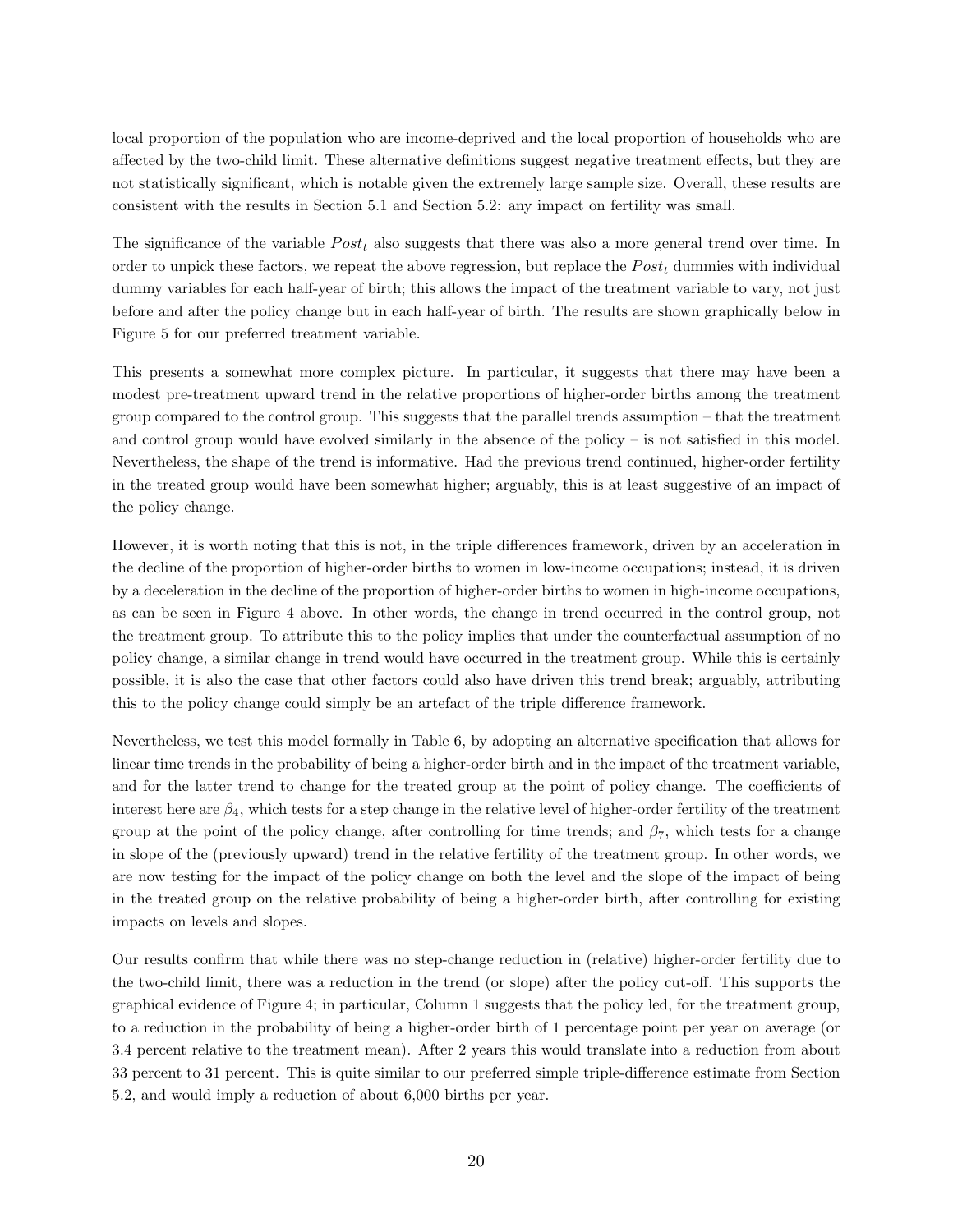local proportion of the population who are income-deprived and the local proportion of households who are affected by the two-child limit. These alternative definitions suggest negative treatment effects, but they are not statistically significant, which is notable given the extremely large sample size. Overall, these results are consistent with the results in Section 5.1 and Section 5.2: any impact on fertility was small.

The significance of the variable $Post_t$ also suggests that there was also a more general trend over time. In order to unpick these factors, we repeat the above regression, but replace the $Post_t$ dummies with individual dummy variables for each half-year of birth; this allows the impact of the treatment variable to vary, not just before and after the policy change but in each half-year of birth. The results are shown graphically below in Figure 5 for our preferred treatment variable.

This presents a somewhat more complex picture. In particular, it suggests that there may have been a modest pre-treatment upward trend in the relative proportions of higher-order births among the treatment group compared to the control group. This suggests that the parallel trends assumption – that the treatment and control group would have evolved similarly in the absence of the policy – is not satisfied in this model. Nevertheless, the shape of the trend is informative. Had the previous trend continued, higher-order fertility in the treated group would have been somewhat higher; arguably, this is at least suggestive of an impact of the policy change.

However, it is worth noting that this is not, in the triple differences framework, driven by an acceleration in the decline of the proportion of higher-order births to women in low-income occupations; instead, it is driven by a deceleration in the decline of the proportion of higher-order births to women in high-income occupations, as can be seen in Figure 4 above. In other words, the change in trend occurred in the control group, not the treatment group. To attribute this to the policy implies that under the counterfactual assumption of no policy change, a similar change in trend would have occurred in the treatment group. While this is certainly possible, it is also the case that other factors could also have driven this trend break; arguably, attributing this to the policy change could simply be an artefact of the triple difference framework.

Nevertheless, we test this model formally in Table 6, by adopting an alternative specification that allows for linear time trends in the probability of being a higher-order birth and in the impact of the treatment variable, and for the latter trend to change for the treated group at the point of policy change. The coefficients of interest here are $\beta_4$, which tests for a step change in the relative level of higher-order fertility of the treatment group at the point of the policy change, after controlling for time trends; and $\beta_7$, which tests for a change in slope of the (previously upward) trend in the relative fertility of the treatment group. In other words, we are now testing for the impact of the policy change on both the level and the slope of the impact of being in the treated group on the relative probability of being a higher-order birth, after controlling for existing impacts on levels and slopes.

Our results confirm that while there was no step-change reduction in (relative) higher-order fertility due to the two-child limit, there was a reduction in the trend (or slope) after the policy cut-off. This supports the graphical evidence of Figure 4; in particular, Column 1 suggests that the policy led, for the treatment group, to a reduction in the probability of being a higher-order birth of 1 percentage point per year on average (or 3.4 percent relative to the treatment mean). After 2 years this would translate into a reduction from about 33 percent to 31 percent. This is quite similar to our preferred simple triple-difference estimate from Section 5.2, and would imply a reduction of about 6,000 births per year.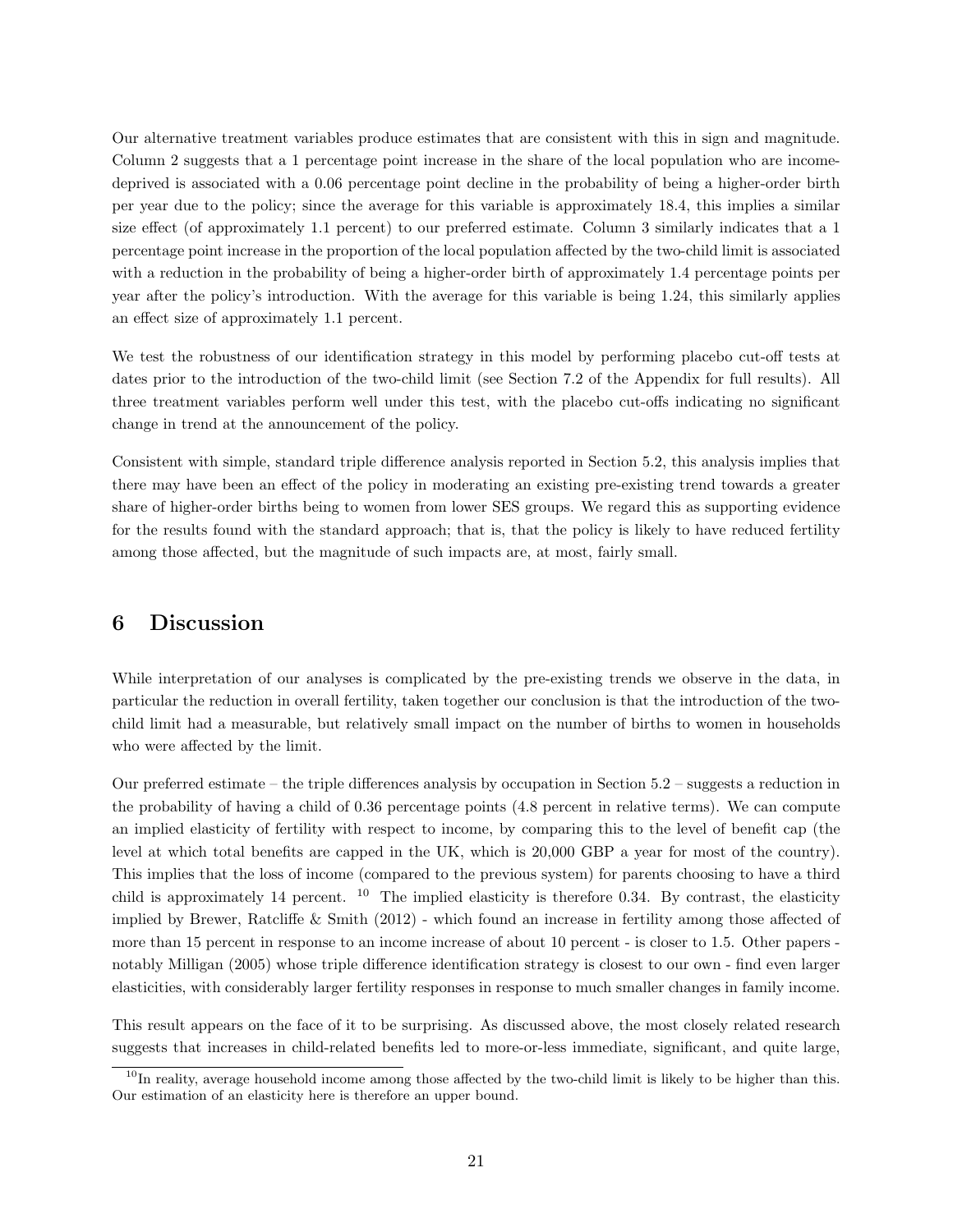Our alternative treatment variables produce estimates that are consistent with this in sign and magnitude. Column 2 suggests that a 1 percentage point increase in the share of the local population who are income-deprived is associated with a 0.06 percentage point decline in the probability of being a higher-order birth per year due to the policy; since the average for this variable is approximately 18.4, this implies a similar size effect (of approximately 1.1 percent) to our preferred estimate. Column 3 similarly indicates that a 1 percentage point increase in the proportion of the local population affected by the two-child limit is associated with a reduction in the probability of being a higher-order birth of approximately 1.4 percentage points per year after the policy's introduction. With the average for this variable is being 1.24, this similarly applies an effect size of approximately 1.1 percent.

We test the robustness of our identification strategy in this model by performing placebo cut-off tests at dates prior to the introduction of the two-child limit (see Section 7.2 of the Appendix for full results). All three treatment variables perform well under this test, with the placebo cut-offs indicating no significant change in trend at the announcement of the policy.

Consistent with simple, standard triple difference analysis reported in Section 5.2, this analysis implies that there may have been an effect of the policy in moderating an existing pre-existing trend towards a greater share of higher-order births being to women from lower SES groups. We regard this as supporting evidence for the results found with the standard approach; that is, that the policy is likely to have reduced fertility among those affected, but the magnitude of such impacts are, at most, fairly small.

# 6 Discussion

While interpretation of our analyses is complicated by the pre-existing trends we observe in the data, in particular the reduction in overall fertility, taken together our conclusion is that the introduction of the two-child limit had a measurable, but relatively small impact on the number of births to women in households who were affected by the limit.

Our preferred estimate – the triple differences analysis by occupation in Section 5.2 – suggests a reduction in the probability of having a child of 0.36 percentage points (4.8 percent in relative terms). We can compute an implied elasticity of fertility with respect to income, by comparing this to the level of benefit cap (the level at which total benefits are capped in the UK, which is 20,000 GBP a year for most of the country). This implies that the loss of income (compared to the previous system) for parents choosing to have a third child is approximately 14 percent. [10] The implied elasticity is therefore 0.34. By contrast, the elasticity implied by Brewer, Ratcliffe & Smith (2012) - which found an increase in fertility among those affected of more than 15 percent in response to an income increase of about 10 percent - is closer to 1.5. Other papers - notably Milligan (2005) whose triple difference identification strategy is closest to our own - find even larger elasticities, with considerably larger fertility responses in response to much smaller changes in family income.

This result appears on the face of it to be surprising. As discussed above, the most closely related research suggests that increases in child-related benefits led to more-or-less immediate, significant, and quite large,

[10] In reality, average household income among those affected by the two-child limit is likely to be higher than this. Our estimation of an elasticity here is therefore an upper bound.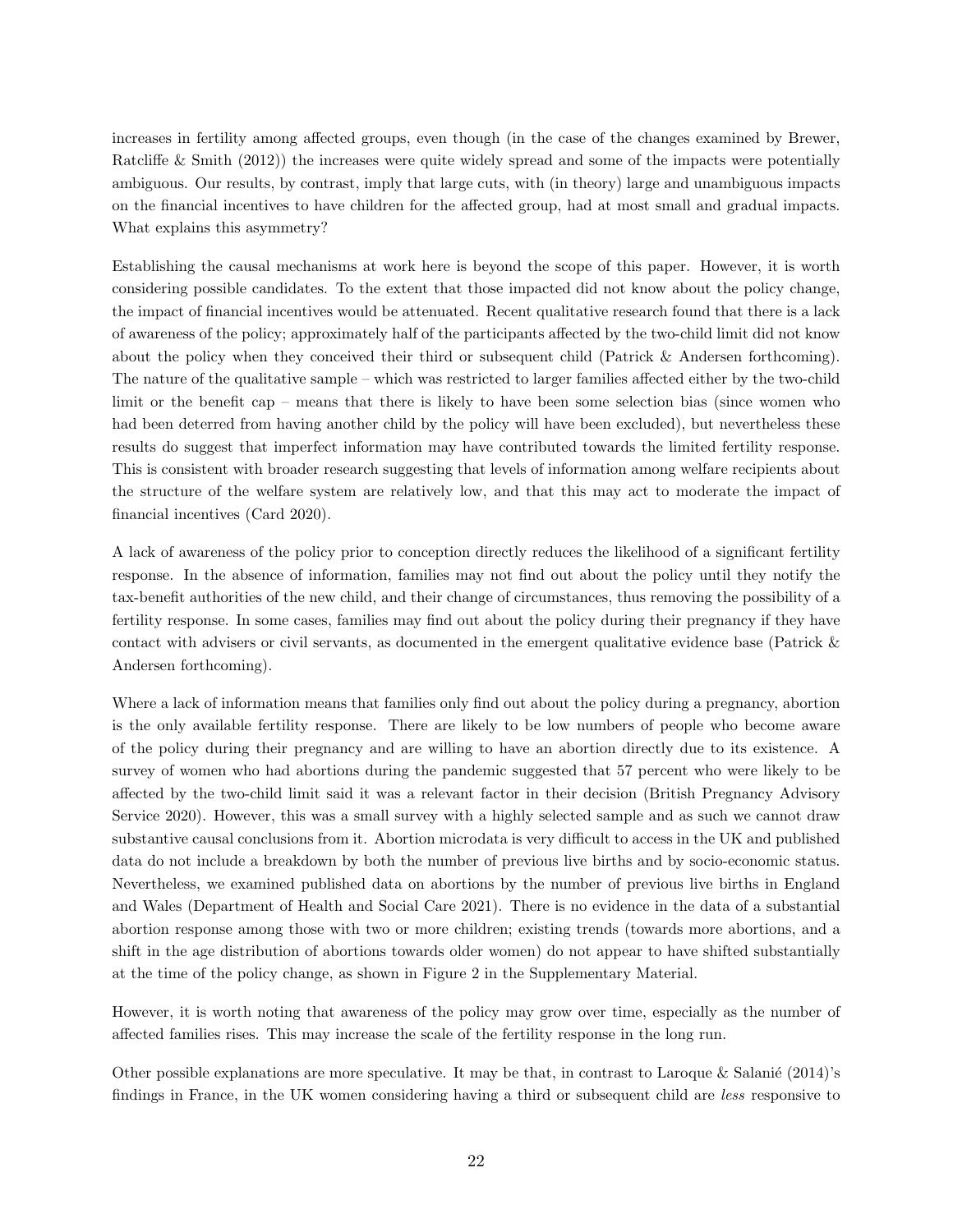increases in fertility among affected groups, even though (in the case of the changes examined by Brewer, Ratcliffe & Smith (2012)) the increases were quite widely spread and some of the impacts were potentially ambiguous. Our results, by contrast, imply that large cuts, with (in theory) large and unambiguous impacts on the financial incentives to have children for the affected group, had at most small and gradual impacts. What explains this asymmetry?

Establishing the causal mechanisms at work here is beyond the scope of this paper. However, it is worth considering possible candidates. To the extent that those impacted did not know about the policy change, the impact of financial incentives would be attenuated. Recent qualitative research found that there is a lack of awareness of the policy; approximately half of the participants affected by the two-child limit did not know about the policy when they conceived their third or subsequent child (Patrick & Andersen forthcoming). The nature of the qualitative sample – which was restricted to larger families affected either by the two-child limit or the benefit cap – means that there is likely to have been some selection bias (since women who had been deterred from having another child by the policy will have been excluded), but nevertheless these results do suggest that imperfect information may have contributed towards the limited fertility response. This is consistent with broader research suggesting that levels of information among welfare recipients about the structure of the welfare system are relatively low, and that this may act to moderate the impact of financial incentives (Card 2020).

A lack of awareness of the policy prior to conception directly reduces the likelihood of a significant fertility response. In the absence of information, families may not find out about the policy until they notify the tax-benefit authorities of the new child, and their change of circumstances, thus removing the possibility of a fertility response. In some cases, families may find out about the policy during their pregnancy if they have contact with advisers or civil servants, as documented in the emergent qualitative evidence base (Patrick & Andersen forthcoming).

Where a lack of information means that families only find out about the policy during a pregnancy, abortion is the only available fertility response. There are likely to be low numbers of people who become aware of the policy during their pregnancy and are willing to have an abortion directly due to its existence. A survey of women who had abortions during the pandemic suggested that 57 percent who were likely to be affected by the two-child limit said it was a relevant factor in their decision (British Pregnancy Advisory Service 2020). However, this was a small survey with a highly selected sample and as such we cannot draw substantive causal conclusions from it. Abortion microdata is very difficult to access in the UK and published data do not include a breakdown by both the number of previous live births and by socio-economic status. Nevertheless, we examined published data on abortions by the number of previous live births in England and Wales (Department of Health and Social Care 2021). There is no evidence in the data of a substantial abortion response among those with two or more children; existing trends (towards more abortions, and a shift in the age distribution of abortions towards older women) do not appear to have shifted substantially at the time of the policy change, as shown in Figure 2 in the Supplementary Material.

However, it is worth noting that awareness of the policy may grow over time, especially as the number of affected families rises. This may increase the scale of the fertility response in the long run.

Other possible explanations are more speculative. It may be that, in contrast to Laroque & Salanié (2014)'s findings in France, in the UK women considering having a third or subsequent child are *less* responsive to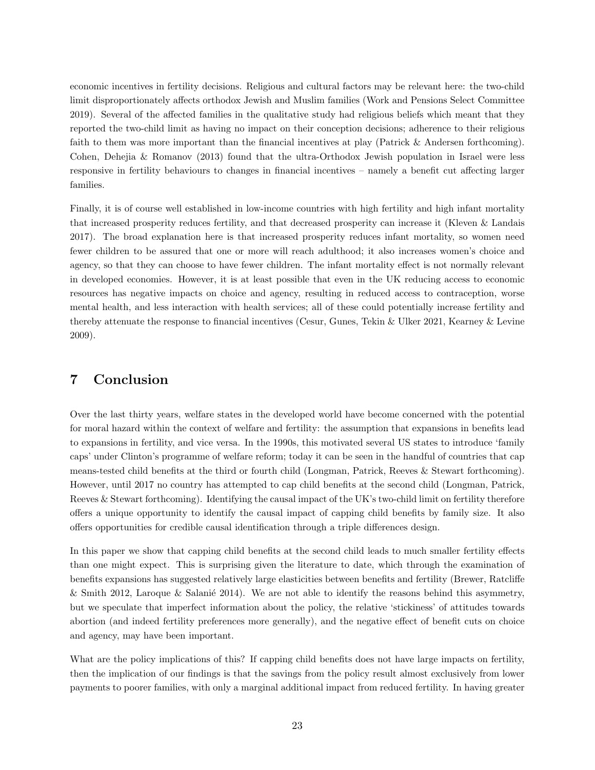economic incentives in fertility decisions. Religious and cultural factors may be relevant here: the two-child limit disproportionately affects orthodox Jewish and Muslim families (Work and Pensions Select Committee 2019). Several of the affected families in the qualitative study had religious beliefs which meant that they reported the two-child limit as having no impact on their conception decisions; adherence to their religious faith to them was more important than the financial incentives at play (Patrick & Andersen forthcoming). Cohen, Dehejia & Romanov (2013) found that the ultra-Orthodox Jewish population in Israel were less responsive in fertility behaviours to changes in financial incentives – namely a benefit cut affecting larger families.

Finally, it is of course well established in low-income countries with high fertility and high infant mortality that increased prosperity reduces fertility, and that decreased prosperity can increase it (Kleven & Landais 2017). The broad explanation here is that increased prosperity reduces infant mortality, so women need fewer children to be assured that one or more will reach adulthood; it also increases women's choice and agency, so that they can choose to have fewer children. The infant mortality effect is not normally relevant in developed economies. However, it is at least possible that even in the UK reducing access to economic resources has negative impacts on choice and agency, resulting in reduced access to contraception, worse mental health, and less interaction with health services; all of these could potentially increase fertility and thereby attenuate the response to financial incentives (Cesur, Gunes, Tekin & Ulker 2021, Kearney & Levine 2009).

## 7 Conclusion

Over the last thirty years, welfare states in the developed world have become concerned with the potential for moral hazard within the context of welfare and fertility: the assumption that expansions in benefits lead to expansions in fertility, and vice versa. In the 1990s, this motivated several US states to introduce 'family caps' under Clinton's programme of welfare reform; today it can be seen in the handful of countries that cap means-tested child benefits at the third or fourth child (Longman, Patrick, Reeves & Stewart forthcoming). However, until 2017 no country has attempted to cap child benefits at the second child (Longman, Patrick, Reeves & Stewart forthcoming). Identifying the causal impact of the UK's two-child limit on fertility therefore offers a unique opportunity to identify the causal impact of capping child benefits by family size. It also offers opportunities for credible causal identification through a triple differences design.

In this paper we show that capping child benefits at the second child leads to much smaller fertility effects than one might expect. This is surprising given the literature to date, which through the examination of benefits expansions has suggested relatively large elasticities between benefits and fertility (Brewer, Ratcliffe & Smith 2012, Laroque & Salanié 2014). We are not able to identify the reasons behind this asymmetry, but we speculate that imperfect information about the policy, the relative 'stickiness' of attitudes towards abortion (and indeed fertility preferences more generally), and the negative effect of benefit cuts on choice and agency, may have been important.

What are the policy implications of this? If capping child benefits does not have large impacts on fertility, then the implication of our findings is that the savings from the policy result almost exclusively from lower payments to poorer families, with only a marginal additional impact from reduced fertility. In having greater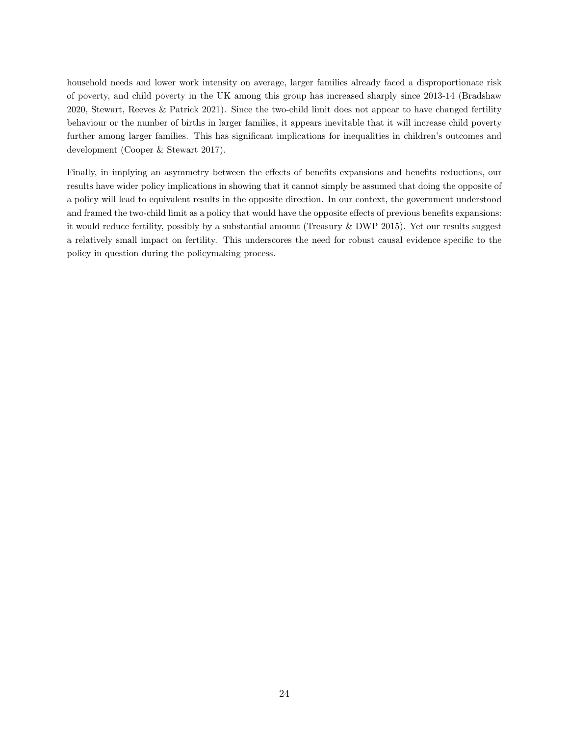household needs and lower work intensity on average, larger families already faced a disproportionate risk of poverty, and child poverty in the UK among this group has increased sharply since 2013-14 (Bradshaw 2020, Stewart, Reeves & Patrick 2021). Since the two-child limit does not appear to have changed fertility behaviour or the number of births in larger families, it appears inevitable that it will increase child poverty further among larger families. This has significant implications for inequalities in children's outcomes and development (Cooper & Stewart 2017).

Finally, in implying an asymmetry between the effects of benefits expansions and benefits reductions, our results have wider policy implications in showing that it cannot simply be assumed that doing the opposite of a policy will lead to equivalent results in the opposite direction. In our context, the government understood and framed the two-child limit as a policy that would have the opposite effects of previous benefits expansions: it would reduce fertility, possibly by a substantial amount (Treasury & DWP 2015). Yet our results suggest a relatively small impact on fertility. This underscores the need for robust causal evidence specific to the policy in question during the policymaking process.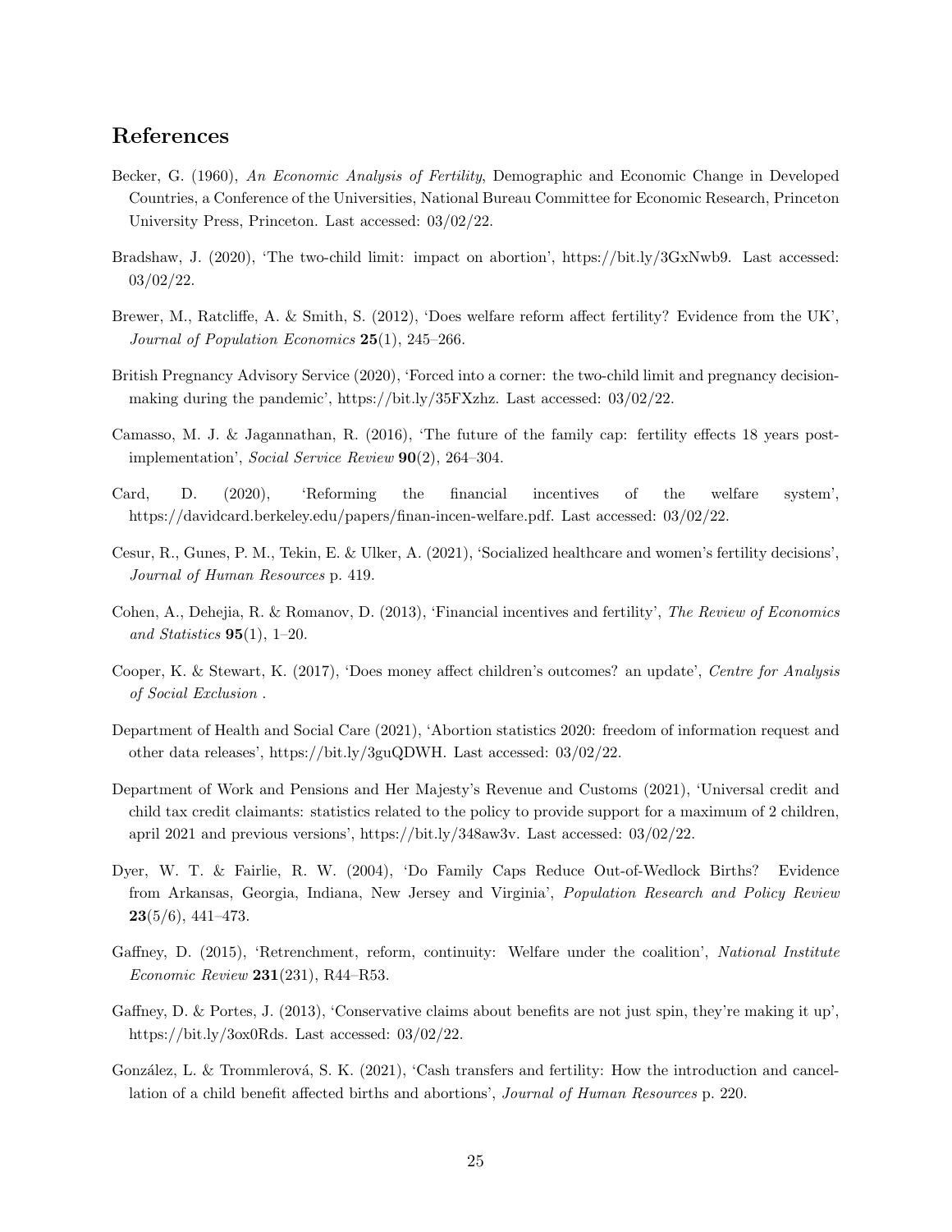## References

Becker, G. (1960), *An Economic Analysis of Fertility*, Demographic and Economic Change in Developed Countries, a Conference of the Universities, National Bureau Committee for Economic Research, Princeton University Press, Princeton. Last accessed: 03/02/22.

Bradshaw, J. (2020), 'The two-child limit: impact on abortion', https://bit.ly/3GxNwb9. Last accessed: 03/02/22.

Brewer, M., Ratcliffe, A. & Smith, S. (2012), 'Does welfare reform affect fertility? Evidence from the UK', *Journal of Population Economics* **25**(1), 245–266.

British Pregnancy Advisory Service (2020), 'Forced into a corner: the two-child limit and pregnancy decision-making during the pandemic', https://bit.ly/35FXzhz. Last accessed: 03/02/22.

Camasso, M. J. & Jagannathan, R. (2016), 'The future of the family cap: fertility effects 18 years post-implementation', *Social Service Review* **90**(2), 264–304.

Card, D. (2020), 'Reforming the financial incentives of the welfare system', https://davidcard.berkeley.edu/papers/finan-incen-welfare.pdf. Last accessed: 03/02/22.

Cesur, R., Gunes, P. M., Tekin, E. & Ulker, A. (2021), 'Socialized healthcare and women's fertility decisions', *Journal of Human Resources* p. 419.

Cohen, A., Dehejia, R. & Romanov, D. (2013), 'Financial incentives and fertility', *The Review of Economics and Statistics* **95**(1), 1–20.

Cooper, K. & Stewart, K. (2017), 'Does money affect children's outcomes? an update', *Centre for Analysis of Social Exclusion* .

Department of Health and Social Care (2021), 'Abortion statistics 2020: freedom of information request and other data releases', https://bit.ly/3guQDWH. Last accessed: 03/02/22.

Department of Work and Pensions and Her Majesty's Revenue and Customs (2021), 'Universal credit and child tax credit claimants: statistics related to the policy to provide support for a maximum of 2 children, april 2021 and previous versions', https://bit.ly/348aw3v. Last accessed: 03/02/22.

Dyer, W. T. & Fairlie, R. W. (2004), 'Do Family Caps Reduce Out-of-Wedlock Births? Evidence from Arkansas, Georgia, Indiana, New Jersey and Virginia', *Population Research and Policy Review* **23**(5/6), 441–473.

Gaffney, D. (2015), 'Retrenchment, reform, continuity: Welfare under the coalition', *National Institute Economic Review* **231**(231), R44–R53.

Gaffney, D. & Portes, J. (2013), 'Conservative claims about benefits are not just spin, they're making it up', https://bit.ly/3ox0Rds. Last accessed: 03/02/22.

González, L. & Trommlerová, S. K. (2021), 'Cash transfers and fertility: How the introduction and cancellation of a child benefit affected births and abortions', *Journal of Human Resources* p. 220.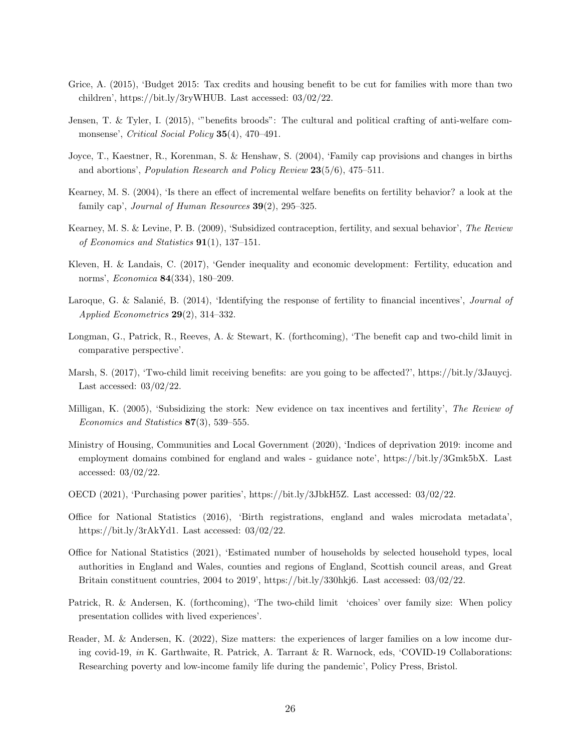Grice, A. (2015), 'Budget 2015: Tax credits and housing benefit to be cut for families with more than two children', https://bit.ly/3ryWHUB. Last accessed: 03/02/22.

Jensen, T. & Tyler, I. (2015), '"benefits broods": The cultural and political crafting of anti-welfare commonsense', *Critical Social Policy* **35**(4), 470–491.

Joyce, T., Kaestner, R., Korenman, S. & Henshaw, S. (2004), 'Family cap provisions and changes in births and abortions', *Population Research and Policy Review* **23**(5/6), 475–511.

Kearney, M. S. (2004), 'Is there an effect of incremental welfare benefits on fertility behavior? a look at the family cap', *Journal of Human Resources* **39**(2), 295–325.

Kearney, M. S. & Levine, P. B. (2009), 'Subsidized contraception, fertility, and sexual behavior', *The Review of Economics and Statistics* **91**(1), 137–151.

Kleven, H. & Landais, C. (2017), 'Gender inequality and economic development: Fertility, education and norms', *Economica* **84**(334), 180–209.

Laroque, G. & Salanié, B. (2014), 'Identifying the response of fertility to financial incentives', *Journal of Applied Econometrics* **29**(2), 314–332.

Longman, G., Patrick, R., Reeves, A. & Stewart, K. (forthcoming), 'The benefit cap and two-child limit in comparative perspective'.

Marsh, S. (2017), 'Two-child limit receiving benefits: are you going to be affected?', https://bit.ly/3Jauycj. Last accessed: 03/02/22.

Milligan, K. (2005), 'Subsidizing the stork: New evidence on tax incentives and fertility', *The Review of Economics and Statistics* **87**(3), 539–555.

Ministry of Housing, Communities and Local Government (2020), 'Indices of deprivation 2019: income and employment domains combined for england and wales - guidance note', https://bit.ly/3Gmk5bX. Last accessed: 03/02/22.

OECD (2021), 'Purchasing power parities', https://bit.ly/3JbkH5Z. Last accessed: 03/02/22.

Office for National Statistics (2016), 'Birth registrations, england and wales microdata metadata', https://bit.ly/3rAkYd1. Last accessed: 03/02/22.

Office for National Statistics (2021), 'Estimated number of households by selected household types, local authorities in England and Wales, counties and regions of England, Scottish council areas, and Great Britain constituent countries, 2004 to 2019', https://bit.ly/330hkj6. Last accessed: 03/02/22.

Patrick, R. & Andersen, K. (forthcoming), 'The two-child limit 'choices' over family size: When policy presentation collides with lived experiences'.

Reader, M. & Andersen, K. (2022), Size matters: the experiences of larger families on a low income during covid-19, *in* K. Garthwaite, R. Patrick, A. Tarrant & R. Warnock, eds, 'COVID-19 Collaborations: Researching poverty and low-income family life during the pandemic', Policy Press, Bristol.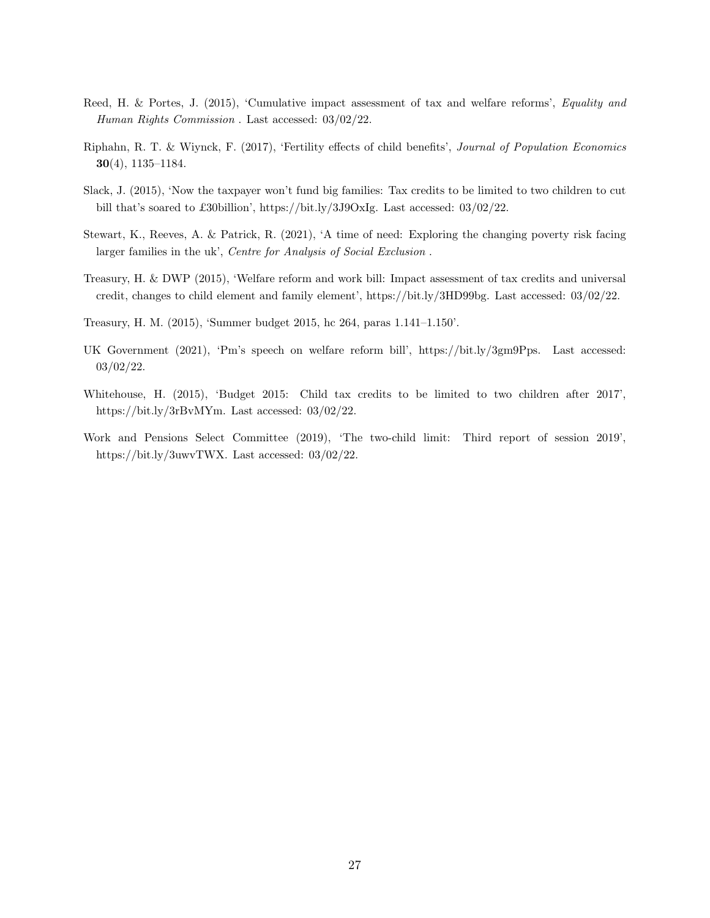Reed, H. & Portes, J. (2015), 'Cumulative impact assessment of tax and welfare reforms', *Equality and Human Rights Commission* . Last accessed: 03/02/22.

Riphahn, R. T. & Wiynck, F. (2017), 'Fertility effects of child benefits', *Journal of Population Economics* **30**(4), 1135–1184.

Slack, J. (2015), 'Now the taxpayer won't fund big families: Tax credits to be limited to two children to cut bill that's soared to £30billion', https://bit.ly/3J9OxIg. Last accessed: 03/02/22.

Stewart, K., Reeves, A. & Patrick, R. (2021), 'A time of need: Exploring the changing poverty risk facing larger families in the uk', *Centre for Analysis of Social Exclusion* .

Treasury, H. & DWP (2015), 'Welfare reform and work bill: Impact assessment of tax credits and universal credit, changes to child element and family element', https://bit.ly/3HD99bg. Last accessed: 03/02/22.

Treasury, H. M. (2015), 'Summer budget 2015, hc 264, paras 1.141–1.150'.

UK Government (2021), 'Pm's speech on welfare reform bill', https://bit.ly/3gm9Pps. Last accessed: 03/02/22.

Whitehouse, H. (2015), 'Budget 2015: Child tax credits to be limited to two children after 2017', https://bit.ly/3rBvMYm. Last accessed: 03/02/22.

Work and Pensions Select Committee (2019), 'The two-child limit: Third report of session 2019', https://bit.ly/3uwvTWX. Last accessed: 03/02/22.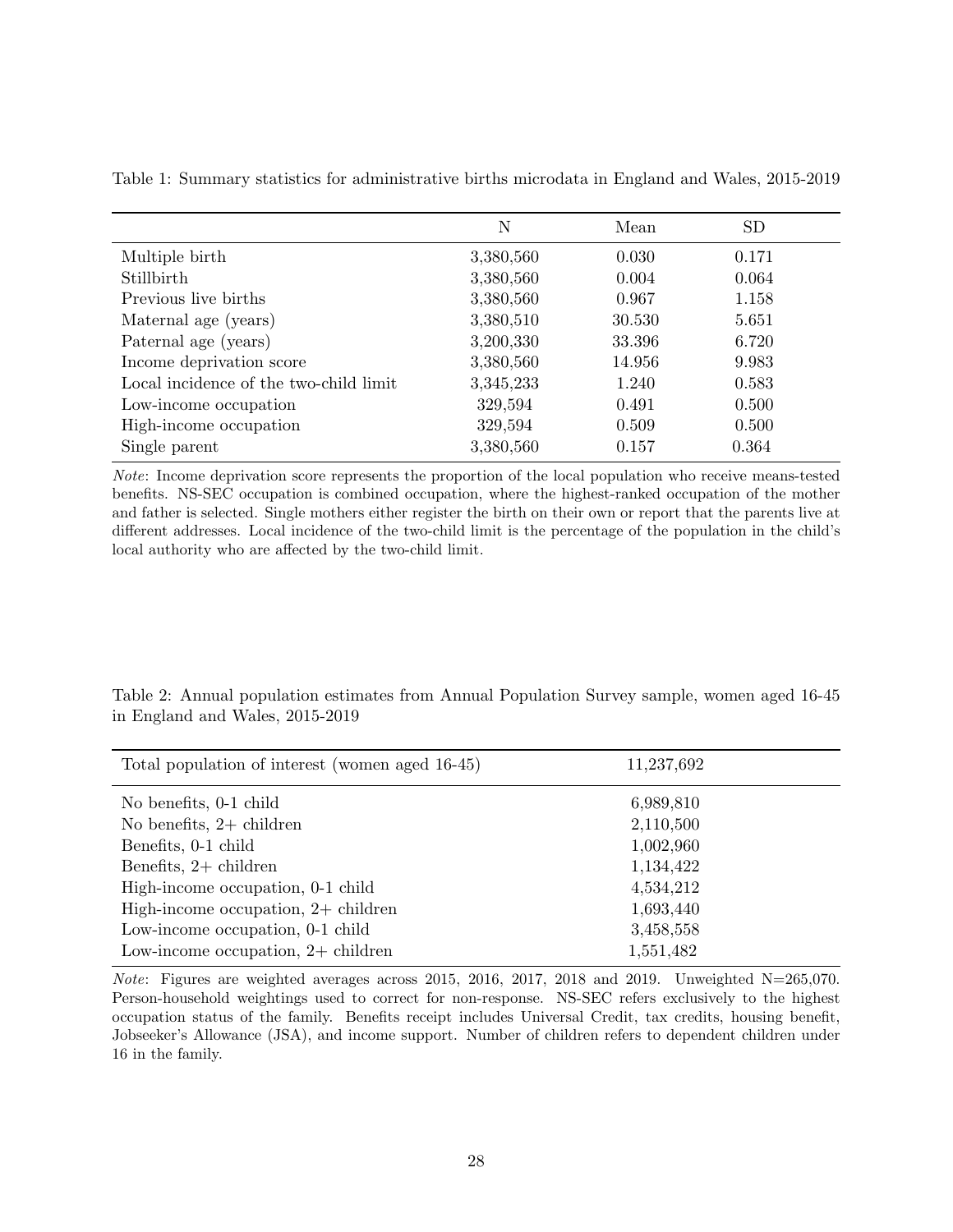Table 1: Summary statistics for administrative births microdata in England and Wales, 2015-2019

| | N | Mean | SD |
|---|---|---|---|
| Multiple birth | 3,380,560 | 0.030 | 0.171 |
| Stillbirth | 3,380,560 | 0.004 | 0.064 |
| Previous live births | 3,380,560 | 0.967 | 1.158 |
| Maternal age (years) | 3,380,510 | 30.530 | 5.651 |
| Paternal age (years) | 3,200,330 | 33.396 | 6.720 |
| Income deprivation score | 3,380,560 | 14.956 | 9.983 |
| Local incidence of the two-child limit | 3,345,233 | 1.240 | 0.583 |
| Low-income occupation | 329,594 | 0.491 | 0.500 |
| High-income occupation | 329,594 | 0.509 | 0.500 |
| Single parent | 3,380,560 | 0.157 | 0.364 |

*Note*: Income deprivation score represents the proportion of the local population who receive means-tested benefits. NS-SEC occupation is combined occupation, where the highest-ranked occupation of the mother and father is selected. Single mothers either register the birth on their own or report that the parents live at different addresses. Local incidence of the two-child limit is the percentage of the population in the child's local authority who are affected by the two-child limit.

Table 2: Annual population estimates from Annual Population Survey sample, women aged 16-45 in England and Wales, 2015-2019

| Total population of interest (women aged 16-45) | 11,237,692 |
|---|---|
| No benefits, 0-1 child | 6,989,810 |
| No benefits, 2+ children | 2,110,500 |
| Benefits, 0-1 child | 1,002,960 |
| Benefits, 2+ children | 1,134,422 |
| High-income occupation, 0-1 child | 4,534,212 |
| High-income occupation, 2+ children | 1,693,440 |
| Low-income occupation, 0-1 child | 3,458,558 |
| Low-income occupation, 2+ children | 1,551,482 |

*Note*: Figures are weighted averages across 2015, 2016, 2017, 2018 and 2019. Unweighted N=265,070. Person-household weightings used to correct for non-response. NS-SEC refers exclusively to the highest occupation status of the family. Benefits receipt includes Universal Credit, tax credits, housing benefit, Jobseeker's Allowance (JSA), and income support. Number of children refers to dependent children under 16 in the family.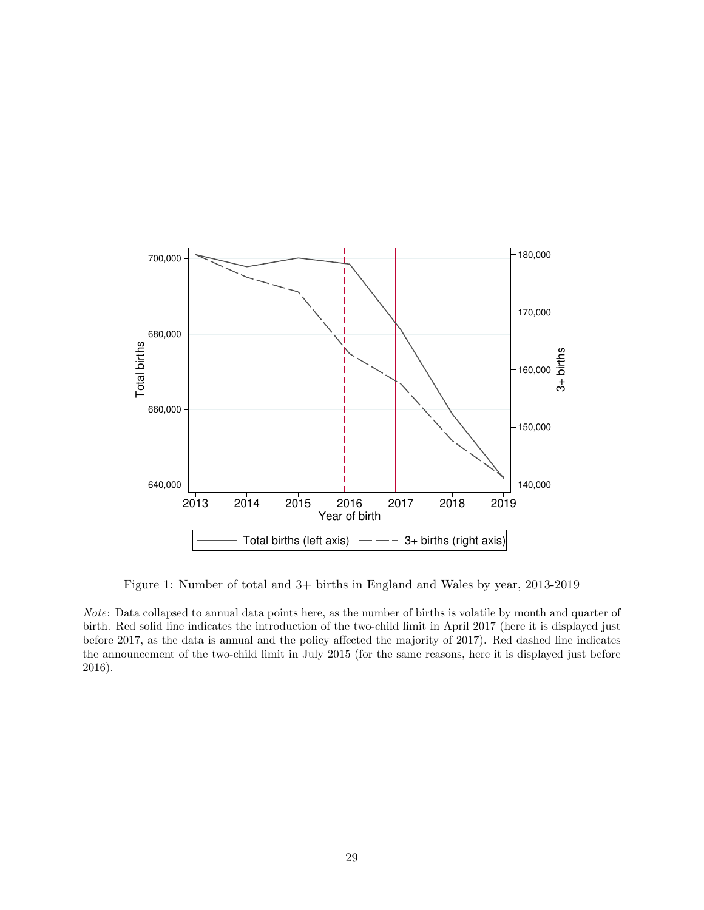Figure 1: Number of total and 3+ births in England and Wales by year, 2013-2019

*Note*: Data collapsed to annual data points here, as the number of births is volatile by month and quarter of birth. Red solid line indicates the introduction of the two-child limit in April 2017 (here it is displayed just before 2017, as the data is annual and the policy affected the majority of 2017). Red dashed line indicates the announcement of the two-child limit in July 2015 (for the same reasons, here it is displayed just before 2016).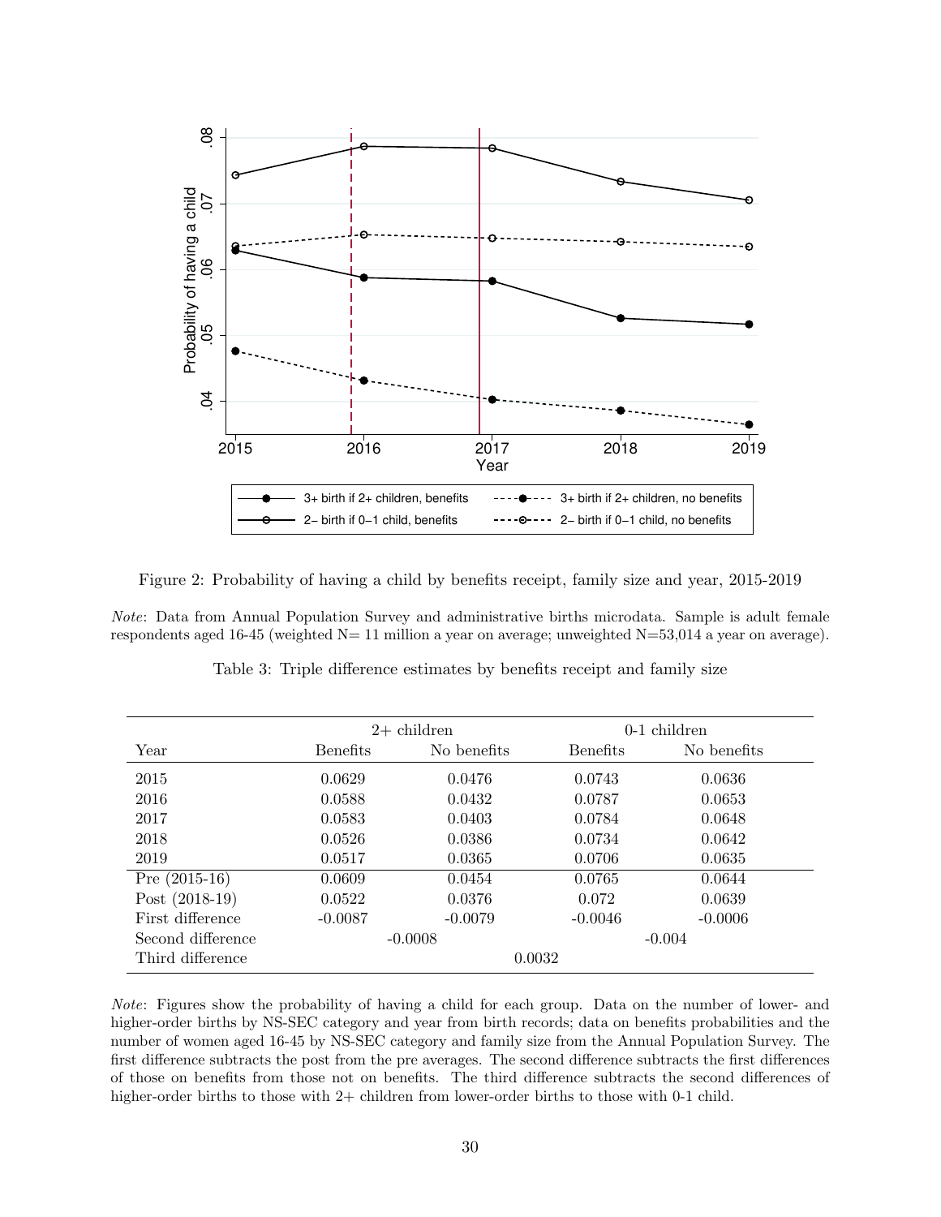Figure 2: Probability of having a child by benefits receipt, family size and year, 2015-2019

*Note*: Data from Annual Population Survey and administrative births microdata. Sample is adult female respondents aged 16-45 (weighted N= 11 million a year on average; unweighted N=53,014 a year on average).

Table 3: Triple difference estimates by benefits receipt and family size

| | 2+ children | | 0-1 children | |
|---|---|---|---|---|
| Year | Benefits | No benefits | Benefits | No benefits |
| 2015 | 0.0629 | 0.0476 | 0.0743 | 0.0636 |
| 2016 | 0.0588 | 0.0432 | 0.0787 | 0.0653 |
| 2017 | 0.0583 | 0.0403 | 0.0784 | 0.0648 |
| 2018 | 0.0526 | 0.0386 | 0.0734 | 0.0642 |
| 2019 | 0.0517 | 0.0365 | 0.0706 | 0.0635 |
| Pre (2015-16) | 0.0609 | 0.0454 | 0.0765 | 0.0644 |
| Post (2018-19) | 0.0522 | 0.0376 | 0.072 | 0.0639 |
| First difference | -0.0087 | -0.0079 | -0.0046 | -0.0006 |
| Second difference | -0.0008 | | -0.004 | |
| Third difference | 0.0032 | | | |

*Note*: Figures show the probability of having a child for each group. Data on the number of lower- and higher-order births by NS-SEC category and year from birth records; data on benefits probabilities and the number of women aged 16-45 by NS-SEC category and family size from the Annual Population Survey. The first difference subtracts the post from the pre averages. The second difference subtracts the first differences of those on benefits from those not on benefits. The third difference subtracts the second differences of higher-order births to those with 2+ children from lower-order births to those with 0-1 child.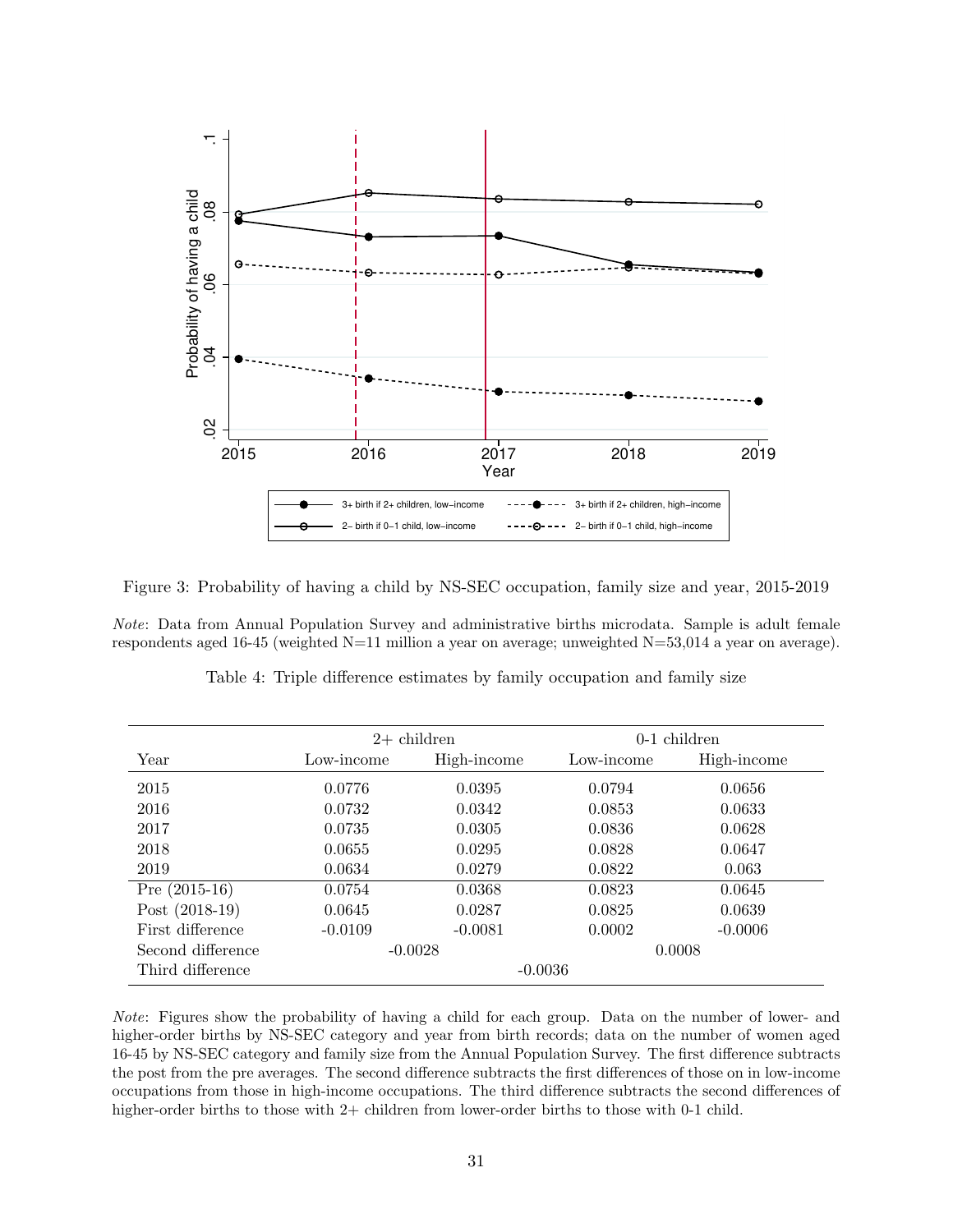Figure 3: Probability of having a child by NS-SEC occupation, family size and year, 2015-2019

*Note*: Data from Annual Population Survey and administrative births microdata. Sample is adult female respondents aged 16-45 (weighted N=11 million a year on average; unweighted N=53,014 a year on average).

Table 4: Triple difference estimates by family occupation and family size

| | 2+ children | | 0-1 children | |
|---|---|---|---|---|
| Year | Low-income | High-income | Low-income | High-income |
| 2015 | 0.0776 | 0.0395 | 0.0794 | 0.0656 |
| 2016 | 0.0732 | 0.0342 | 0.0853 | 0.0633 |
| 2017 | 0.0735 | 0.0305 | 0.0836 | 0.0628 |
| 2018 | 0.0655 | 0.0295 | 0.0828 | 0.0647 |
| 2019 | 0.0634 | 0.0279 | 0.0822 | 0.063 |
| Pre (2015-16) | 0.0754 | 0.0368 | 0.0823 | 0.0645 |
| Post (2018-19) | 0.0645 | 0.0287 | 0.0825 | 0.0639 |
| First difference | -0.0109 | -0.0081 | 0.0002 | -0.0006 |
| Second difference | -0.0028 | | 0.0008 | |
| Third difference | -0.0036 | | | |

*Note*: Figures show the probability of having a child for each group. Data on the number of lower- and higher-order births by NS-SEC category and year from birth records; data on the number of women aged 16-45 by NS-SEC category and family size from the Annual Population Survey. The first difference subtracts the post from the pre averages. The second difference subtracts the first differences of those on in low-income occupations from those in high-income occupations. The third difference subtracts the second differences of higher-order births to those with 2+ children from lower-order births to those with 0-1 child.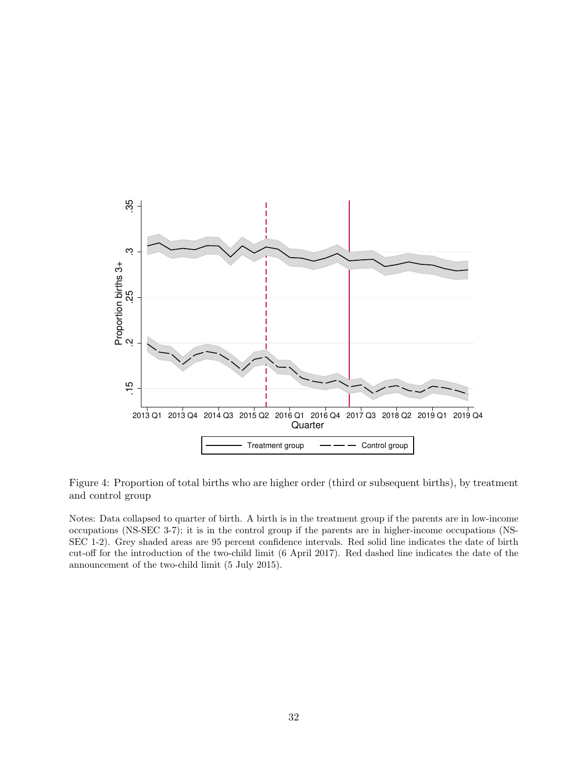Figure 4: Proportion of total births who are higher order (third or subsequent births), by treatment and control group

Notes: Data collapsed to quarter of birth. A birth is in the treatment group if the parents are in low-income occupations (NS-SEC 3-7); it is in the control group if the parents are in higher-income occupations (NS-SEC 1-2). Grey shaded areas are 95 percent confidence intervals. Red solid line indicates the date of birth cut-off for the introduction of the two-child limit (6 April 2017). Red dashed line indicates the date of the announcement of the two-child limit (5 July 2015).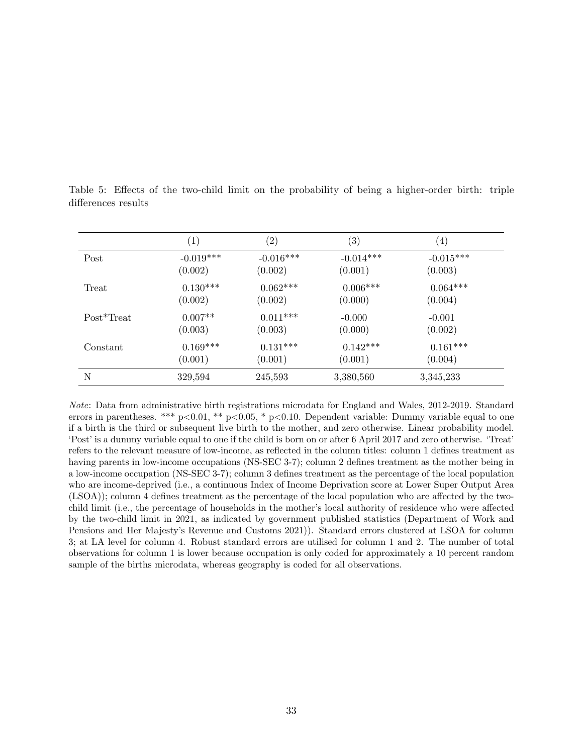Table 5: Effects of the two-child limit on the probability of being a higher-order birth: triple differences results

| | (1) | (2) | (3) | (4) |
|---|---|---|---|---|
| Post | -0.019*** | -0.016*** | -0.014*** | -0.015*** |
| | (0.002) | (0.002) | (0.001) | (0.003) |
| Treat | 0.130*** | 0.062*** | 0.006*** | 0.064*** |
| | (0.002) | (0.002) | (0.000) | (0.004) |
| Post*Treat | 0.007** | 0.011*** | -0.000 | -0.001 |
| | (0.003) | (0.003) | (0.000) | (0.002) |
| Constant | 0.169*** | 0.131*** | 0.142*** | 0.161*** |
| | (0.001) | (0.001) | (0.001) | (0.004) |
| N | 329,594 | 245,593 | 3,380,560 | 3,345,233 |

*Note*: Data from administrative birth registrations microdata for England and Wales, 2012-2019. Standard errors in parentheses. *** p<0.01, ** p<0.05, * p<0.10. Dependent variable: Dummy variable equal to one if a birth is the third or subsequent live birth to the mother, and zero otherwise. Linear probability model. 'Post' is a dummy variable equal to one if the child is born on or after 6 April 2017 and zero otherwise. 'Treat' refers to the relevant measure of low-income, as reflected in the column titles: column 1 defines treatment as having parents in low-income occupations (NS-SEC 3-7); column 2 defines treatment as the mother being in a low-income occupation (NS-SEC 3-7); column 3 defines treatment as the percentage of the local population who are income-deprived (i.e., a continuous Index of Income Deprivation score at Lower Super Output Area (LSOA)); column 4 defines treatment as the percentage of the local population who are affected by the two-child limit (i.e., the percentage of households in the mother's local authority of residence who were affected by the two-child limit in 2021, as indicated by government published statistics (Department of Work and Pensions and Her Majesty's Revenue and Customs 2021)). Standard errors clustered at LSOA for column 3; at LA level for column 4. Robust standard errors are utilised for column 1 and 2. The number of total observations for column 1 is lower because occupation is only coded for approximately a 10 percent random sample of the births microdata, whereas geography is coded for all observations.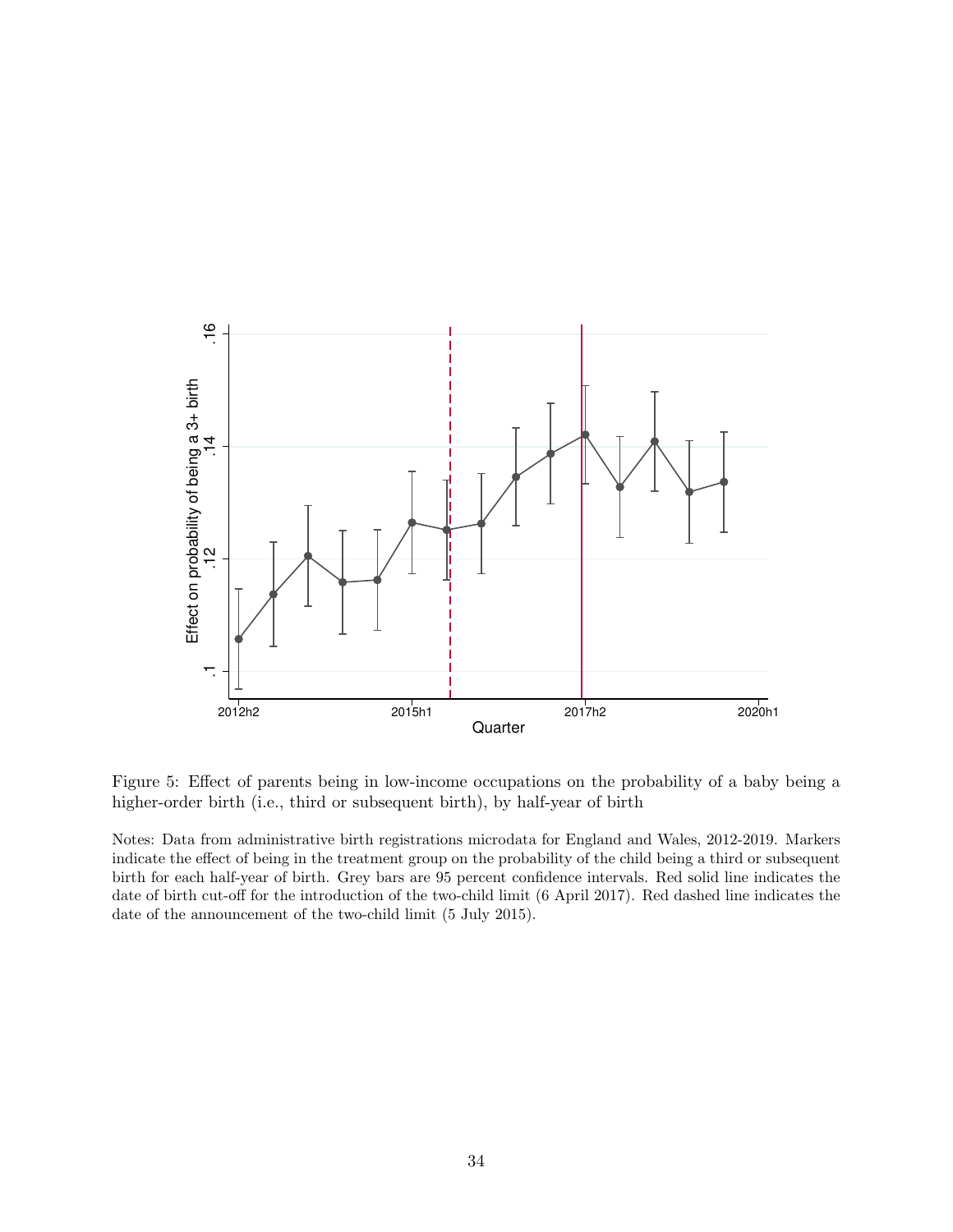Figure 5: Effect of parents being in low-income occupations on the probability of a baby being a higher-order birth (i.e., third or subsequent birth), by half-year of birth

Notes: Data from administrative birth registrations microdata for England and Wales, 2012-2019. Markers indicate the effect of being in the treatment group on the probability of the child being a third or subsequent birth for each half-year of birth. Grey bars are 95 percent confidence intervals. Red solid line indicates the date of birth cut-off for the introduction of the two-child limit (6 April 2017). Red dashed line indicates the date of the announcement of the two-child limit (5 July 2015).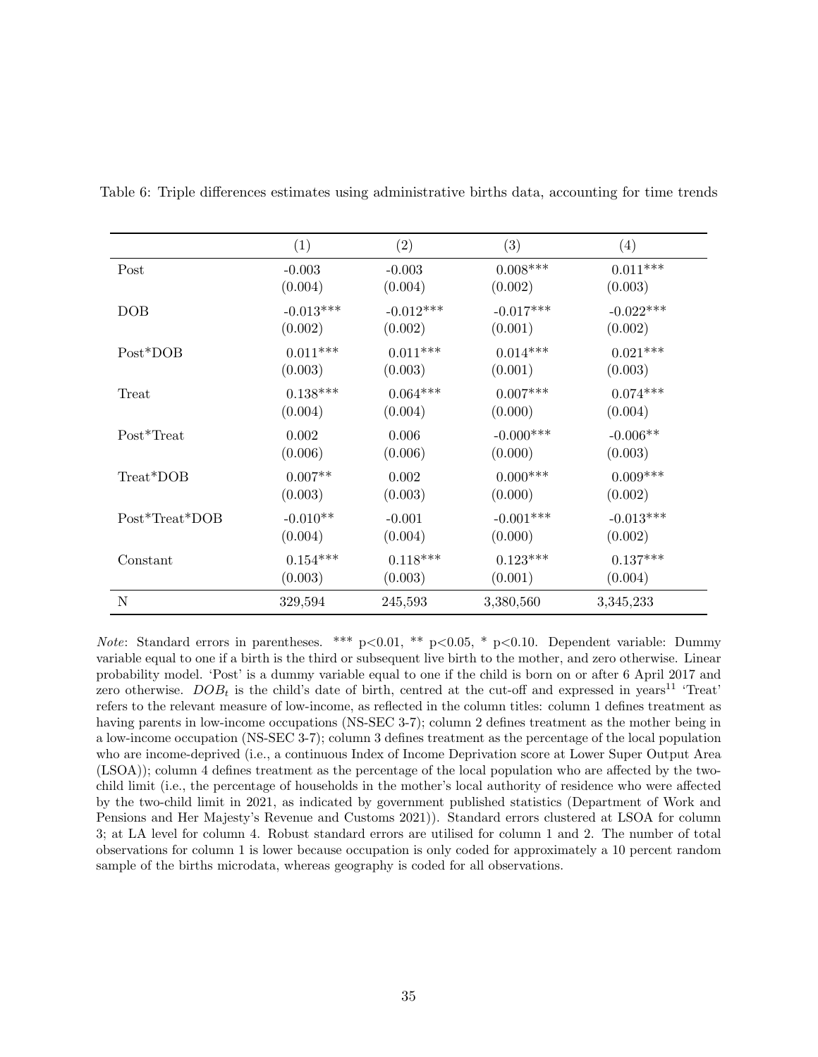Table 6: Triple differences estimates using administrative births data, accounting for time trends

| | (1) | (2) | (3) | (4) |
|---|---|---|---|---|
| Post | -0.003 | -0.003 | 0.008*** | 0.011*** |
| | (0.004) | (0.004) | (0.002) | (0.003) |
| DOB | -0.013*** | -0.012*** | -0.017*** | -0.022*** |
| | (0.002) | (0.002) | (0.001) | (0.002) |
| Post*DOB | 0.011*** | 0.011*** | 0.014*** | 0.021*** |
| | (0.003) | (0.003) | (0.001) | (0.003) |
| Treat | 0.138*** | 0.064*** | 0.007*** | 0.074*** |
| | (0.004) | (0.004) | (0.000) | (0.004) |
| Post*Treat | 0.002 | 0.006 | -0.000*** | -0.006** |
| | (0.006) | (0.006) | (0.000) | (0.003) |
| Treat*DOB | 0.007** | 0.002 | 0.000*** | 0.009*** |
| | (0.003) | (0.003) | (0.000) | (0.002) |
| Post*Treat*DOB | -0.010** | -0.001 | -0.001*** | -0.013*** |
| | (0.004) | (0.004) | (0.000) | (0.002) |
| Constant | 0.154*** | 0.118*** | 0.123*** | 0.137*** |
| | (0.003) | (0.003) | (0.001) | (0.004) |
| N | 329,594 | 245,593 | 3,380,560 | 3,345,233 |

*Note*: Standard errors in parentheses. *** p<0.01, ** p<0.05, * p<0.10. Dependent variable: Dummy variable equal to one if a birth is the third or subsequent live birth to the mother, and zero otherwise. Linear probability model. 'Post' is a dummy variable equal to one if the child is born on or after 6 April 2017 and zero otherwise. $DOB_t$ is the child's date of birth, centred at the cut-off and expressed in years[11] 'Treat' refers to the relevant measure of low-income, as reflected in the column titles: column 1 defines treatment as having parents in low-income occupations (NS-SEC 3-7); column 2 defines treatment as the mother being in a low-income occupation (NS-SEC 3-7); column 3 defines treatment as the percentage of the local population who are income-deprived (i.e., a continuous Index of Income Deprivation score at Lower Super Output Area (LSOA)); column 4 defines treatment as the percentage of the local population who are affected by the two-child limit (i.e., the percentage of households in the mother's local authority of residence who were affected by the two-child limit in 2021, as indicated by government published statistics (Department of Work and Pensions and Her Majesty's Revenue and Customs 2021)). Standard errors clustered at LSOA for column 3; at LA level for column 4. Robust standard errors are utilised for column 1 and 2. The number of total observations for column 1 is lower because occupation is only coded for approximately a 10 percent random sample of the births microdata, whereas geography is coded for all observations.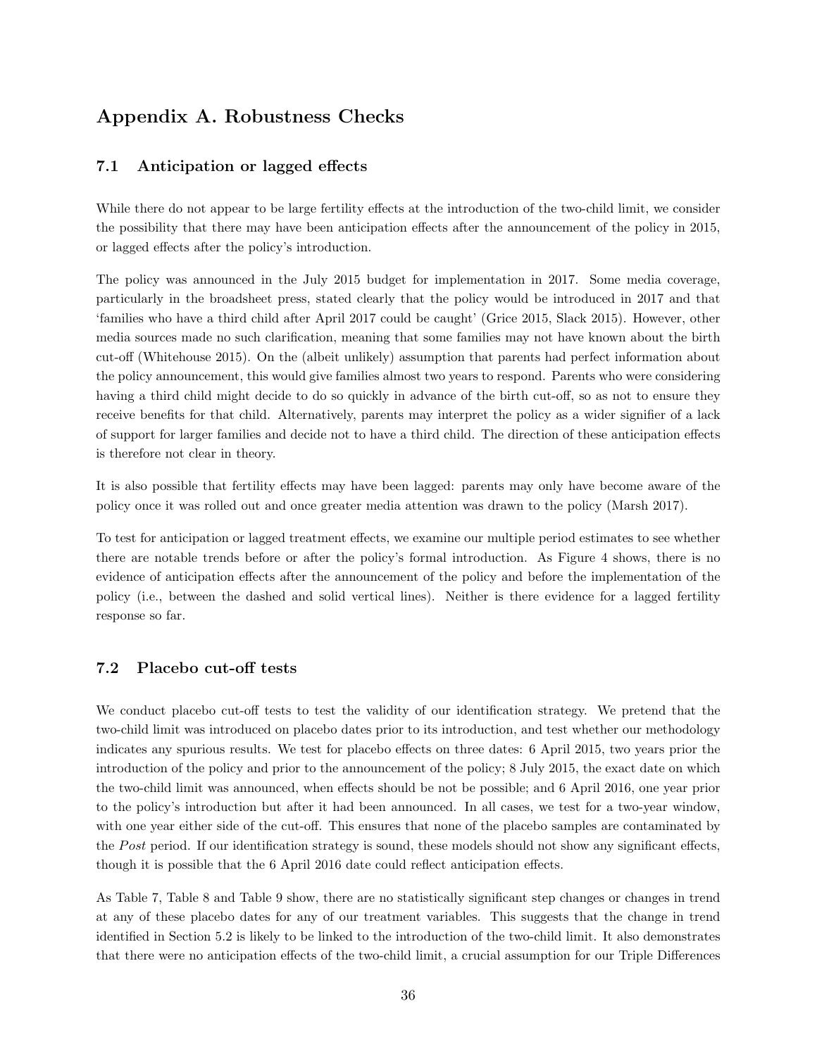# Appendix A. Robustness Checks

## 7.1 Anticipation or lagged effects

While there do not appear to be large fertility effects at the introduction of the two-child limit, we consider the possibility that there may have been anticipation effects after the announcement of the policy in 2015, or lagged effects after the policy's introduction.

The policy was announced in the July 2015 budget for implementation in 2017. Some media coverage, particularly in the broadsheet press, stated clearly that the policy would be introduced in 2017 and that 'families who have a third child after April 2017 could be caught' (Grice 2015, Slack 2015). However, other media sources made no such clarification, meaning that some families may not have known about the birth cut-off (Whitehouse 2015). On the (albeit unlikely) assumption that parents had perfect information about the policy announcement, this would give families almost two years to respond. Parents who were considering having a third child might decide to do so quickly in advance of the birth cut-off, so as not to ensure they receive benefits for that child. Alternatively, parents may interpret the policy as a wider signifier of a lack of support for larger families and decide not to have a third child. The direction of these anticipation effects is therefore not clear in theory.

It is also possible that fertility effects may have been lagged: parents may only have become aware of the policy once it was rolled out and once greater media attention was drawn to the policy (Marsh 2017).

To test for anticipation or lagged treatment effects, we examine our multiple period estimates to see whether there are notable trends before or after the policy's formal introduction. As Figure 4 shows, there is no evidence of anticipation effects after the announcement of the policy and before the implementation of the policy (i.e., between the dashed and solid vertical lines). Neither is there evidence for a lagged fertility response so far.

## 7.2 Placebo cut-off tests

We conduct placebo cut-off tests to test the validity of our identification strategy. We pretend that the two-child limit was introduced on placebo dates prior to its introduction, and test whether our methodology indicates any spurious results. We test for placebo effects on three dates: 6 April 2015, two years prior the introduction of the policy and prior to the announcement of the policy; 8 July 2015, the exact date on which the two-child limit was announced, when effects should be not be possible; and 6 April 2016, one year prior to the policy's introduction but after it had been announced. In all cases, we test for a two-year window, with one year either side of the cut-off. This ensures that none of the placebo samples are contaminated by the *Post* period. If our identification strategy is sound, these models should not show any significant effects, though it is possible that the 6 April 2016 date could reflect anticipation effects.

As Table 7, Table 8 and Table 9 show, there are no statistically significant step changes or changes in trend at any of these placebo dates for any of our treatment variables. This suggests that the change in trend identified in Section 5.2 is likely to be linked to the introduction of the two-child limit. It also demonstrates that there were no anticipation effects of the two-child limit, a crucial assumption for our Triple Differences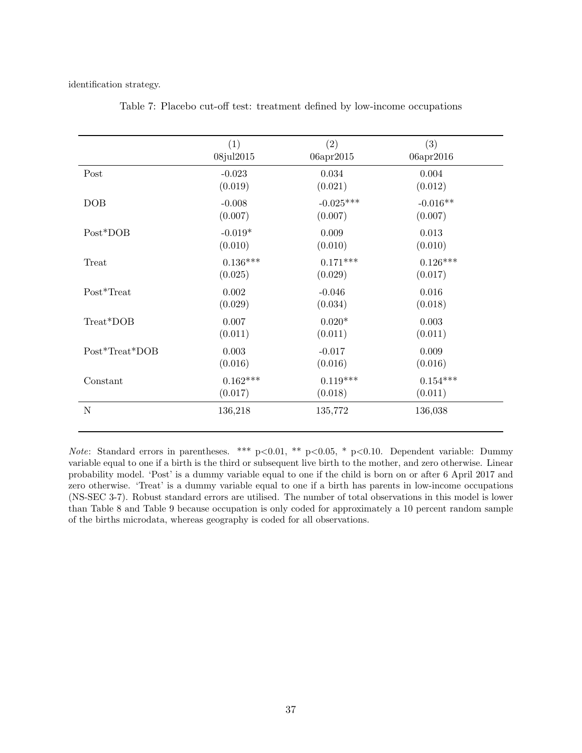identification strategy.

Table 7: Placebo cut-off test: treatment defined by low-income occupations

| | (1) | (2) | (3) |
|---|---|---|---|
| | 08jul2015 | 06apr2015 | 06apr2016 |
| Post | -0.023 | 0.034 | 0.004 |
| | (0.019) | (0.021) | (0.012) |
| DOB | -0.008 | -0.025*** | -0.016** |
| | (0.007) | (0.007) | (0.007) |
| Post*DOB | -0.019* | 0.009 | 0.013 |
| | (0.010) | (0.010) | (0.010) |
| Treat | 0.136*** | 0.171*** | 0.126*** |
| | (0.025) | (0.029) | (0.017) |
| Post*Treat | 0.002 | -0.046 | 0.016 |
| | (0.029) | (0.034) | (0.018) |
| Treat*DOB | 0.007 | 0.020* | 0.003 |
| | (0.011) | (0.011) | (0.011) |
| Post*Treat*DOB | 0.003 | -0.017 | 0.009 |
| | (0.016) | (0.016) | (0.016) |
| Constant | 0.162*** | 0.119*** | 0.154*** |
| | (0.017) | (0.018) | (0.011) |
| N | 136,218 | 135,772 | 136,038 |

*Note*: Standard errors in parentheses. *** p<0.01, ** p<0.05, * p<0.10. Dependent variable: Dummy variable equal to one if a birth is the third or subsequent live birth to the mother, and zero otherwise. Linear probability model. 'Post' is a dummy variable equal to one if the child is born on or after 6 April 2017 and zero otherwise. 'Treat' is a dummy variable equal to one if a birth has parents in low-income occupations (NS-SEC 3-7). Robust standard errors are utilised. The number of total observations in this model is lower than Table 8 and Table 9 because occupation is only coded for approximately a 10 percent random sample of the births microdata, whereas geography is coded for all observations.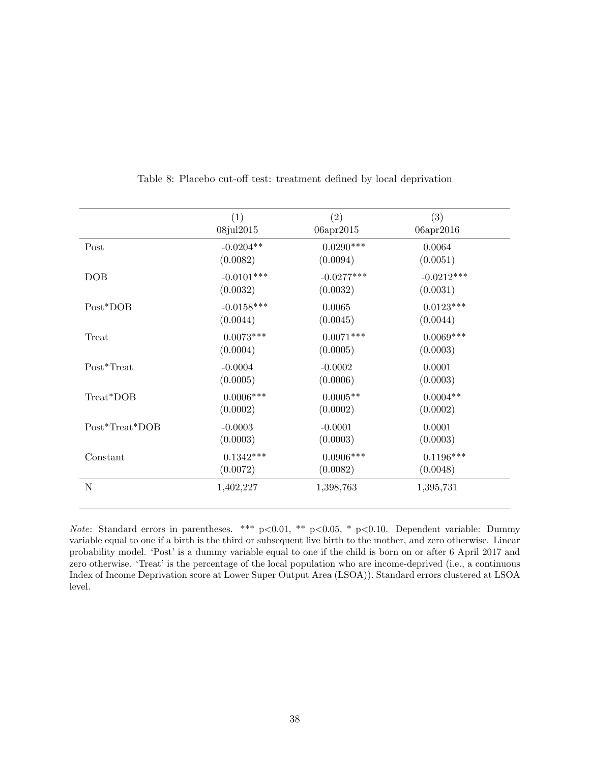Table 8: Placebo cut-off test: treatment defined by local deprivation

| | (1) | (2) | (3) |
|---|---|---|---|
| | 08jul2015 | 06apr2015 | 06apr2016 |
| Post | -0.0204** | 0.0290*** | 0.0064 |
| | (0.0082) | (0.0094) | (0.0051) |
| DOB | -0.0101*** | -0.0277*** | -0.0212*** |
| | (0.0032) | (0.0032) | (0.0031) |
| Post*DOB | -0.0158*** | 0.0065 | 0.0123*** |
| | (0.0044) | (0.0045) | (0.0044) |
| Treat | 0.0073*** | 0.0071*** | 0.0069*** |
| | (0.0004) | (0.0005) | (0.0003) |
| Post*Treat | -0.0004 | -0.0002 | 0.0001 |
| | (0.0005) | (0.0006) | (0.0003) |
| Treat*DOB | 0.0006*** | 0.0005** | 0.0004** |
| | (0.0002) | (0.0002) | (0.0002) |
| Post*Treat*DOB | -0.0003 | -0.0001 | 0.0001 |
| | (0.0003) | (0.0003) | (0.0003) |
| Constant | 0.1342*** | 0.0906*** | 0.1196*** |
| | (0.0072) | (0.0082) | (0.0048) |
| N | 1,402,227 | 1,398,763 | 1,395,731 |

*Note*: Standard errors in parentheses. *** p<0.01, ** p<0.05, * p<0.10. Dependent variable: Dummy variable equal to one if a birth is the third or subsequent live birth to the mother, and zero otherwise. Linear probability model. 'Post' is a dummy variable equal to one if the child is born on or after 6 April 2017 and zero otherwise. 'Treat' is the percentage of the local population who are income-deprived (i.e., a continuous Index of Income Deprivation score at Lower Super Output Area (LSOA)). Standard errors clustered at LSOA level.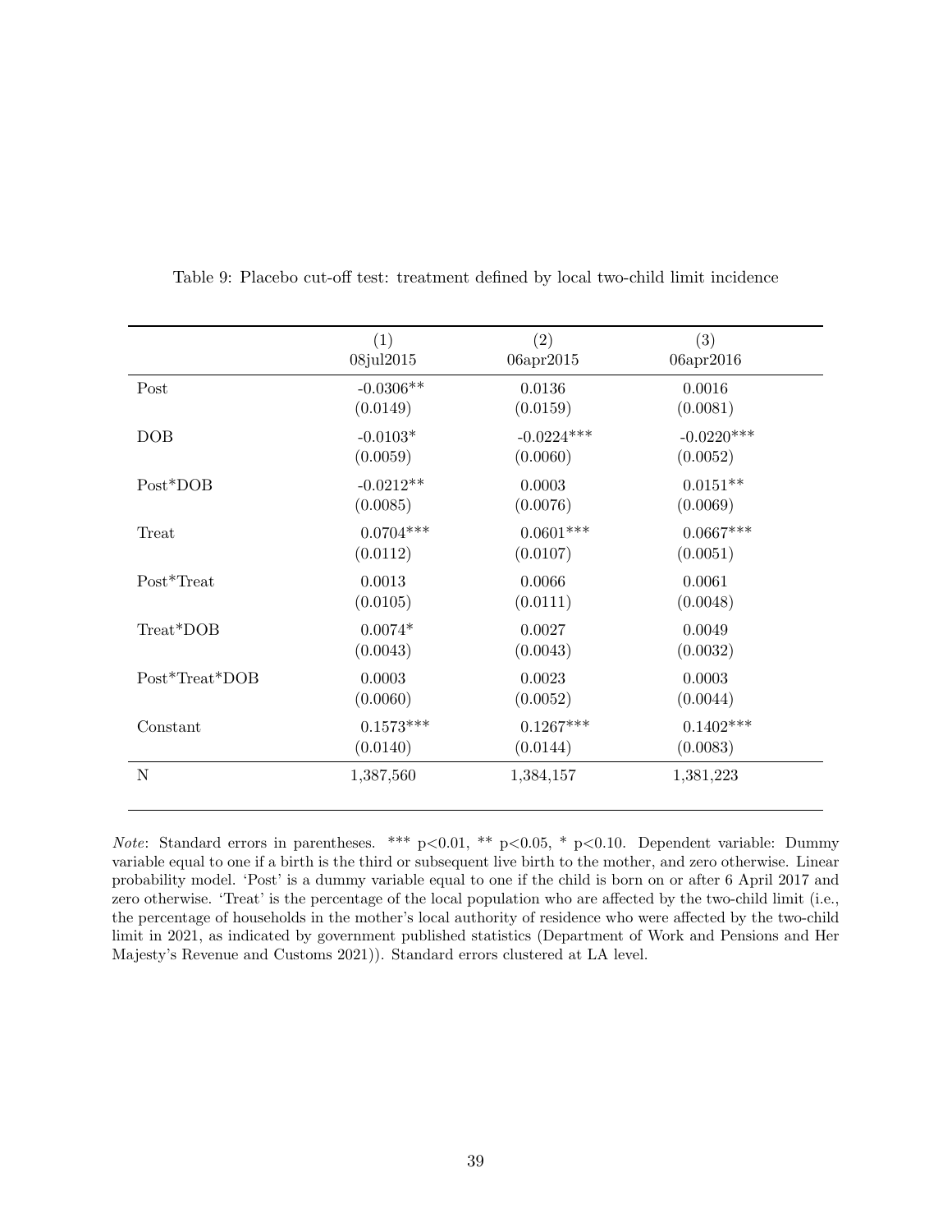Table 9: Placebo cut-off test: treatment defined by local two-child limit incidence

| | (1)<br>08jul2015 | (2)<br>06apr2015 | (3)<br>06apr2016 |
|---|---|---|---|
| Post | -0.0306** | 0.0136 | 0.0016 |
| | (0.0149) | (0.0159) | (0.0081) |
| DOB | -0.0103* | -0.0224*** | -0.0220*** |
| | (0.0059) | (0.0060) | (0.0052) |
| Post*DOB | -0.0212** | 0.0003 | 0.0151** |
| | (0.0085) | (0.0076) | (0.0069) |
| Treat | 0.0704*** | 0.0601*** | 0.0667*** |
| | (0.0112) | (0.0107) | (0.0051) |
| Post*Treat | 0.0013 | 0.0066 | 0.0061 |
| | (0.0105) | (0.0111) | (0.0048) |
| Treat*DOB | 0.0074* | 0.0027 | 0.0049 |
| | (0.0043) | (0.0043) | (0.0032) |
| Post*Treat*DOB | 0.0003 | 0.0023 | 0.0003 |
| | (0.0060) | (0.0052) | (0.0044) |
| Constant | 0.1573*** | 0.1267*** | 0.1402*** |
| | (0.0140) | (0.0144) | (0.0083) |
| N | 1,387,560 | 1,384,157 | 1,381,223 |

*Note*: Standard errors in parentheses. *** p<0.01, ** p<0.05, * p<0.10. Dependent variable: Dummy variable equal to one if a birth is the third or subsequent live birth to the mother, and zero otherwise. Linear probability model. 'Post' is a dummy variable equal to one if the child is born on or after 6 April 2017 and zero otherwise. 'Treat' is the percentage of the local population who are affected by the two-child limit (i.e., the percentage of households in the mother's local authority of residence who were affected by the two-child limit in 2021, as indicated by government published statistics (Department of Work and Pensions and Her Majesty's Revenue and Customs 2021)). Standard errors clustered at LA level.